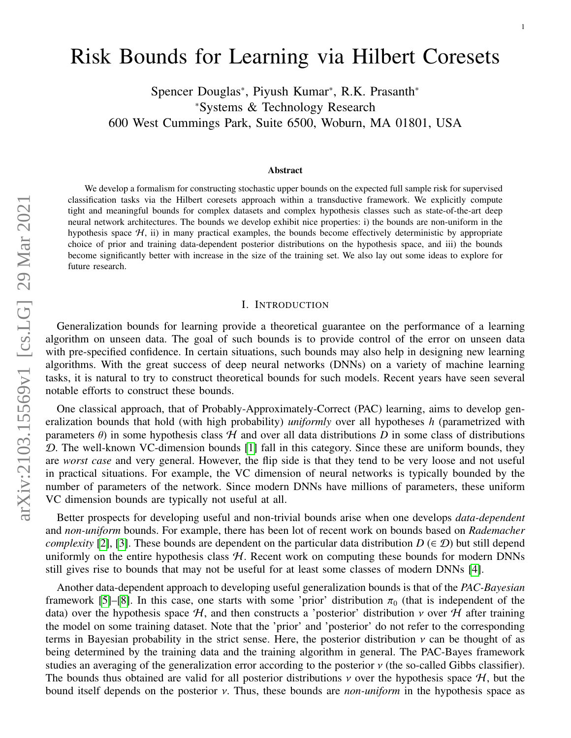# Risk Bounds for Learning via Hilbert Coresets

Spencer Douglas[*], Piyush Kumar[*], R.K. Prasanth[*]
[*]Systems & Technology Research
600 West Cummings Park, Suite 6500, Woburn, MA 01801, USA

### Abstract

We develop a formalism for constructing stochastic upper bounds on the expected full sample risk for supervised classification tasks via the Hilbert coresets approach within a transductive framework. We explicitly compute tight and meaningful bounds for complex datasets and complex hypothesis classes such as state-of-the-art deep neural network architectures. The bounds we develop exhibit nice properties: i) the bounds are non-uniform in the hypothesis space $\mathcal{H}$, ii) in many practical examples, the bounds become effectively deterministic by appropriate choice of prior and training data-dependent posterior distributions on the hypothesis space, and iii) the bounds become significantly better with increase in the size of the training set. We also lay out some ideas to explore for future research.

## I. Introduction

Generalization bounds for learning provide a theoretical guarantee on the performance of a learning algorithm on unseen data. The goal of such bounds is to provide control of the error on unseen data with pre-specified confidence. In certain situations, such bounds may also help in designing new learning algorithms. With the great success of deep neural networks (DNNs) on a variety of machine learning tasks, it is natural to try to construct theoretical bounds for such models. Recent years have seen several notable efforts to construct these bounds.

One classical approach, that of Probably-Approximately-Correct (PAC) learning, aims to develop generalization bounds that hold (with high probability) *uniformly* over all hypotheses $h$ (parametrized with parameters $\theta$) in some hypothesis class $\mathcal{H}$ and over all data distributions $D$ in some class of distributions $\mathcal{D}$. The well-known VC-dimension bounds [1] fall in this category. Since these are uniform bounds, they are *worst case* and very general. However, the flip side is that they tend to be very loose and not useful in practical situations. For example, the VC dimension of neural networks is typically bounded by the number of parameters of the network. Since modern DNNs have millions of parameters, these uniform VC dimension bounds are typically not useful at all.

Better prospects for developing useful and non-trivial bounds arise when one develops *data-dependent* and *non-uniform* bounds. For example, there has been lot of recent work on bounds based on *Rademacher complexity* [2], [3]. These bounds are dependent on the particular data distribution $D$ ($\in \mathcal{D}$) but still depend uniformly on the entire hypothesis class $\mathcal{H}$. Recent work on computing these bounds for modern DNNs still gives rise to bounds that may not be useful for at least some classes of modern DNNs [4].

Another data-dependent approach to developing useful generalization bounds is that of the *PAC-Bayesian* framework [5]–[8]. In this case, one starts with some 'prior' distribution $\pi_0$ (that is independent of the data) over the hypothesis space $\mathcal{H}$, and then constructs a 'posterior' distribution $\nu$ over $\mathcal{H}$ after training the model on some training dataset. Note that the 'prior' and 'posterior' do not refer to the corresponding terms in Bayesian probability in the strict sense. Here, the posterior distribution $\nu$ can be thought of as being determined by the training data and the training algorithm in general. The PAC-Bayes framework studies an averaging of the generalization error according to the posterior $\nu$ (the so-called Gibbs classifier). The bounds thus obtained are valid for all posterior distributions $\nu$ over the hypothesis space $\mathcal{H}$, but the bound itself depends on the posterior $\nu$. Thus, these bounds are *non-uniform* in the hypothesis space as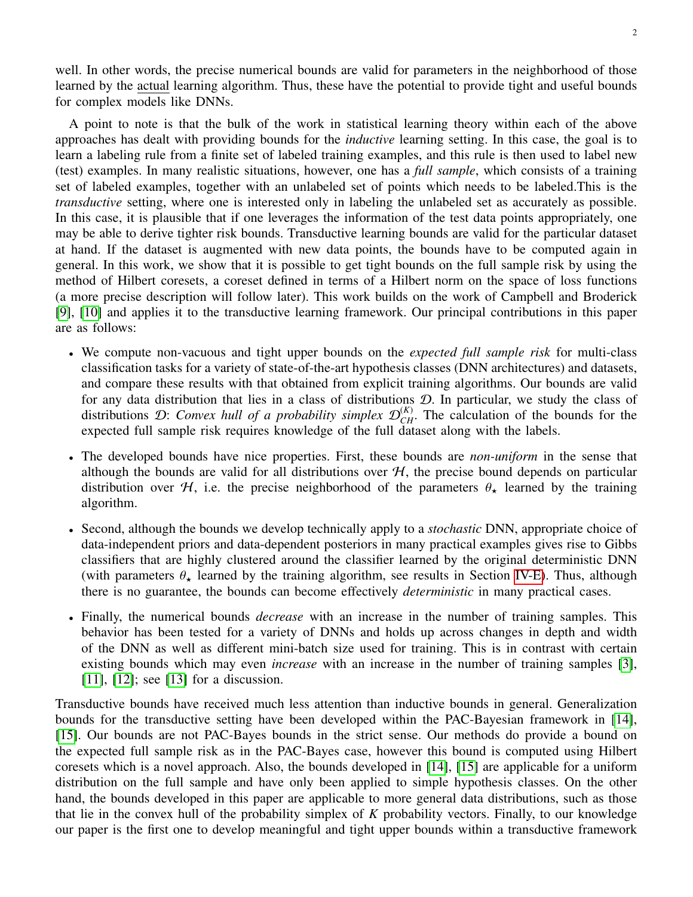well. In other words, the precise numerical bounds are valid for parameters in the neighborhood of those learned by the actual learning algorithm. Thus, these have the potential to provide tight and useful bounds for complex models like DNNs.

A point to note is that the bulk of the work in statistical learning theory within each of the above approaches has dealt with providing bounds for the *inductive* learning setting. In this case, the goal is to learn a labeling rule from a finite set of labeled training examples, and this rule is then used to label new (test) examples. In many realistic situations, however, one has a *full sample*, which consists of a training set of labeled examples, together with an unlabeled set of points which needs to be labeled.This is the *transductive* setting, where one is interested only in labeling the unlabeled set as accurately as possible. In this case, it is plausible that if one leverages the information of the test data points appropriately, one may be able to derive tighter risk bounds. Transductive learning bounds are valid for the particular dataset at hand. If the dataset is augmented with new data points, the bounds have to be computed again in general. In this work, we show that it is possible to get tight bounds on the full sample risk by using the method of Hilbert coresets, a coreset defined in terms of a Hilbert norm on the space of loss functions (a more precise description will follow later). This work builds on the work of Campbell and Broderick [9], [10] and applies it to the transductive learning framework. Our principal contributions in this paper are as follows:

- We compute non-vacuous and tight upper bounds on the *expected full sample risk* for multi-class classification tasks for a variety of state-of-the-art hypothesis classes (DNN architectures) and datasets, and compare these results with that obtained from explicit training algorithms. Our bounds are valid for any data distribution that lies in a class of distributions $\mathcal{D}$. In particular, we study the class of distributions $\mathcal{D}$: *Convex hull of a probability simplex* $\mathcal{D}_{CH}^{(K)}$. The calculation of the bounds for the expected full sample risk requires knowledge of the full dataset along with the labels.
- The developed bounds have nice properties. First, these bounds are *non-uniform* in the sense that although the bounds are valid for all distributions over $\mathcal{H}$, the precise bound depends on particular distribution over $\mathcal{H}$, i.e. the precise neighborhood of the parameters $\theta_\star$ learned by the training algorithm.
- Second, although the bounds we develop technically apply to a *stochastic* DNN, appropriate choice of data-independent priors and data-dependent posteriors in many practical examples gives rise to Gibbs classifiers that are highly clustered around the classifier learned by the original deterministic DNN (with parameters $\theta_\star$ learned by the training algorithm, see results in Section IV-E). Thus, although there is no guarantee, the bounds can become effectively *deterministic* in many practical cases.
- Finally, the numerical bounds *decrease* with an increase in the number of training samples. This behavior has been tested for a variety of DNNs and holds up across changes in depth and width of the DNN as well as different mini-batch size used for training. This is in contrast with certain existing bounds which may even *increase* with an increase in the number of training samples [3], [11], [12]; see [13] for a discussion.

Transductive bounds have received much less attention than inductive bounds in general. Generalization bounds for the transductive setting have been developed within the PAC-Bayesian framework in [14], [15]. Our bounds are not PAC-Bayes bounds in the strict sense. Our methods do provide a bound on the expected full sample risk as in the PAC-Bayes case, however this bound is computed using Hilbert coresets which is a novel approach. Also, the bounds developed in [14], [15] are applicable for a uniform distribution on the full sample and have only been applied to simple hypothesis classes. On the other hand, the bounds developed in this paper are applicable to more general data distributions, such as those that lie in the convex hull of the probability simplex of *K* probability vectors. Finally, to our knowledge our paper is the first one to develop meaningful and tight upper bounds within a transductive framework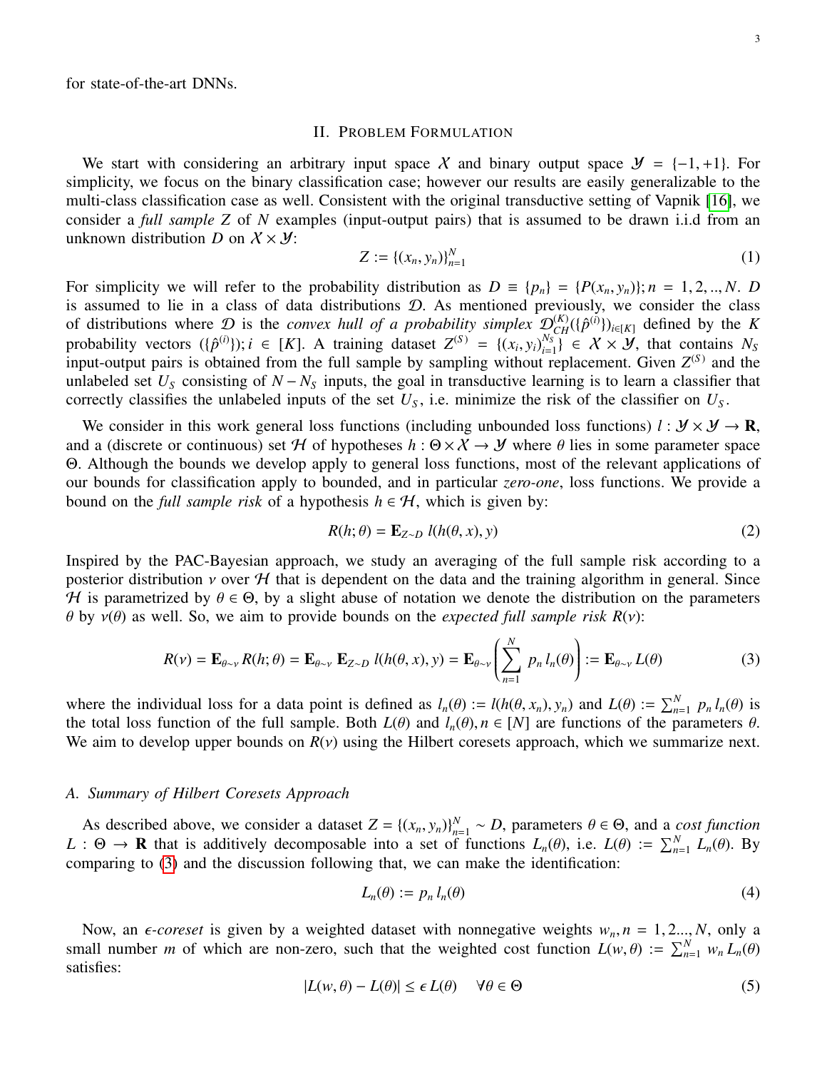for state-of-the-art DNNs.

## II. Problem Formulation

We start with considering an arbitrary input space $\mathcal{X}$ and binary output space $\mathcal{Y} = \{-1, +1\}$. For simplicity, we focus on the binary classification case; however our results are easily generalizable to the multi-class classification case as well. Consistent with the original transductive setting of Vapnik [16], we consider a *full sample* $Z$ of $N$ examples (input-output pairs) that is assumed to be drawn i.i.d from an unknown distribution $D$ on $\mathcal{X} \times \mathcal{Y}$:

$$Z := \{(x_n, y_n)\}_{n=1}^{N} \tag{1}$$

For simplicity we will refer to the probability distribution as $D \equiv \{p_n\} = \{P(x_n, y_n)\}; n = 1, 2, .., N$. $D$ is assumed to lie in a class of data distributions $\mathcal{D}$. As mentioned previously, we consider the class of distributions where $\mathcal{D}$ is the *convex hull of a probability simplex* $\mathcal{D}_{CH}^{(K)}(\{\hat{p}^{(i)}\})_{i\in[K]}$ defined by the $K$ probability vectors $(\{\hat{p}^{(i)}\}); i \in [K]$. A training dataset $Z^{(S)} = \{(x_i, y_i)_{i=1}^{N_S}\} \in \mathcal{X} \times \mathcal{Y}$, that contains $N_S$ input-output pairs is obtained from the full sample by sampling without replacement. Given $Z^{(S)}$ and the unlabeled set $U_S$ consisting of $N - N_S$ inputs, the goal in transductive learning is to learn a classifier that correctly classifies the unlabeled inputs of the set $U_S$, i.e. minimize the risk of the classifier on $U_S$.

We consider in this work general loss functions (including unbounded loss functions) $l : \mathcal{Y} \times \mathcal{Y} \to \mathbf{R}$, and a (discrete or continuous) set $\mathcal{H}$ of hypotheses $h : \Theta \times \mathcal{X} \to \mathcal{Y}$ where $\theta$ lies in some parameter space $\Theta$. Although the bounds we develop apply to general loss functions, most of the relevant applications of our bounds for classification apply to bounded, and in particular *zero-one*, loss functions. We provide a bound on the *full sample risk* of a hypothesis $h \in \mathcal{H}$, which is given by:

$$R(h; \theta) = \mathbf{E}_{Z\sim D}\; l(h(\theta, x), y) \tag{2}$$

Inspired by the PAC-Bayesian approach, we study an averaging of the full sample risk according to a posterior distribution $\nu$ over $\mathcal{H}$ that is dependent on the data and the training algorithm in general. Since $\mathcal{H}$ is parametrized by $\theta \in \Theta$, by a slight abuse of notation we denote the distribution on the parameters $\theta$ by $\nu(\theta)$ as well. So, we aim to provide bounds on the *expected full sample risk* $R(\nu)$:

$$R(\nu) = \mathbf{E}_{\theta\sim\nu}\, R(h; \theta) = \mathbf{E}_{\theta\sim\nu}\, \mathbf{E}_{Z\sim D}\; l(h(\theta, x), y) = \mathbf{E}_{\theta\sim\nu}\left(\sum_{n=1}^{N} p_n\, l_n(\theta)\right) := \mathbf{E}_{\theta\sim\nu}\, L(\theta) \tag{3}$$

where the individual loss for a data point is defined as $l_n(\theta) := l(h(\theta, x_n), y_n)$ and $L(\theta) := \sum_{n=1}^{N} p_n\, l_n(\theta)$ is the total loss function of the full sample. Both $L(\theta)$ and $l_n(\theta), n \in [N]$ are functions of the parameters $\theta$. We aim to develop upper bounds on $R(\nu)$ using the Hilbert coresets approach, which we summarize next.

### A. Summary of Hilbert Coresets Approach

As described above, we consider a dataset $Z = \{(x_n, y_n)\}_{n=1}^{N} \sim D$, parameters $\theta \in \Theta$, and a *cost function* $L : \Theta \to \mathbf{R}$ that is additively decomposable into a set of functions $L_n(\theta)$, i.e. $L(\theta) := \sum_{n=1}^{N} L_n(\theta)$. By comparing to (3) and the discussion following that, we can make the identification:

$$L_n(\theta) := p_n\, l_n(\theta) \tag{4}$$

Now, an $\epsilon$-*coreset* is given by a weighted dataset with nonnegative weights $w_n, n = 1, 2..., N$, only a small number $m$ of which are non-zero, such that the weighted cost function $L(w, \theta) := \sum_{n=1}^{N} w_n\, L_n(\theta)$ satisfies:

$$|L(w, \theta) - L(\theta)| \leq \epsilon\, L(\theta) \quad \forall \theta \in \Theta \tag{5}$$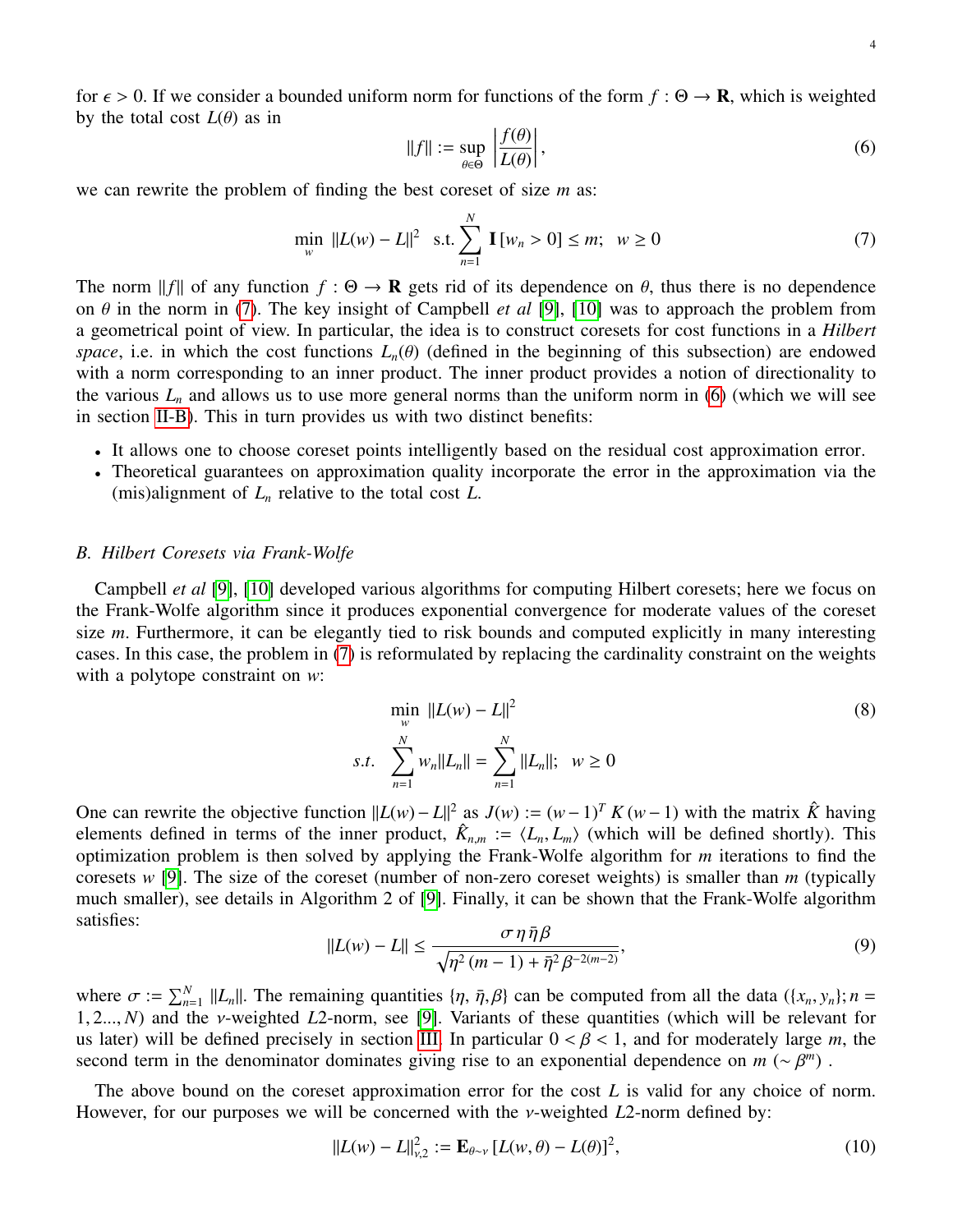for $\epsilon > 0$. If we consider a bounded uniform norm for functions of the form $f : \Theta \to \mathbf{R}$, which is weighted by the total cost $L(\theta)$ as in

$$\|f\| := \sup_{\theta \in \Theta} \left| \frac{f(\theta)}{L(\theta)} \right|, \tag{6}$$

we can rewrite the problem of finding the best coreset of size $m$ as:

$$\min_{w} \|L(w) - L\|^2 \quad \text{s.t.} \sum_{n=1}^{N} \mathbf{I}[w_n > 0] \leq m; \quad w \geq 0 \tag{7}$$

The norm $\|f\|$ of any function $f : \Theta \to \mathbf{R}$ gets rid of its dependence on $\theta$, thus there is no dependence on $\theta$ in the norm in (7). The key insight of Campbell *et al* [9], [10] was to approach the problem from a geometrical point of view. In particular, the idea is to construct coresets for cost functions in a *Hilbert space*, i.e. in which the cost functions $L_n(\theta)$ (defined in the beginning of this subsection) are endowed with a norm corresponding to an inner product. The inner product provides a notion of directionality to the various $L_n$ and allows us to use more general norms than the uniform norm in (6) (which we will see in section II-B). This in turn provides us with two distinct benefits:

- It allows one to choose coreset points intelligently based on the residual cost approximation error.
- Theoretical guarantees on approximation quality incorporate the error in the approximation via the (mis)alignment of $L_n$ relative to the total cost $L$.

### B. Hilbert Coresets via Frank-Wolfe

Campbell *et al* [9], [10] developed various algorithms for computing Hilbert coresets; here we focus on the Frank-Wolfe algorithm since it produces exponential convergence for moderate values of the coreset size $m$. Furthermore, it can be elegantly tied to risk bounds and computed explicitly in many interesting cases. In this case, the problem in (7) is reformulated by replacing the cardinality constraint on the weights with a polytope constraint on $w$:

$$\begin{aligned} &\min_{w} \|L(w) - L\|^2 \\ s.t. \quad &\sum_{n=1}^{N} w_n \|L_n\| = \sum_{n=1}^{N} \|L_n\|; \quad w \geq 0 \end{aligned} \tag{8}$$

One can rewrite the objective function $\|L(w) - L\|^2$ as $J(w) := (w-1)^T K (w-1)$ with the matrix $\hat{K}$ having elements defined in terms of the inner product, $\hat{K}_{n,m} := \langle L_n, L_m \rangle$ (which will be defined shortly). This optimization problem is then solved by applying the Frank-Wolfe algorithm for $m$ iterations to find the coresets $w$ [9]. The size of the coreset (number of non-zero coreset weights) is smaller than $m$ (typically much smaller), see details in Algorithm 2 of [9]. Finally, it can be shown that the Frank-Wolfe algorithm satisfies:

$$\|L(w) - L\| \leq \frac{\sigma \, \eta \, \bar{\eta} \, \beta}{\sqrt{\eta^2 \, (m-1) + \bar{\eta}^2 \, \beta^{-2(m-2)}}}, \tag{9}$$

where $\sigma := \sum_{n=1}^{N} \|L_n\|$. The remaining quantities $\{\eta, \bar{\eta}, \beta\}$ can be computed from all the data ($\{x_n, y_n\}; n = 1, 2..., N$) and the $\nu$-weighted $L2$-norm, see [9]. Variants of these quantities (which will be relevant for us later) will be defined precisely in section III. In particular $0 < \beta < 1$, and for moderately large $m$, the second term in the denominator dominates giving rise to an exponential dependence on $m$ ($\sim \beta^m$) .

The above bound on the coreset approximation error for the cost $L$ is valid for any choice of norm. However, for our purposes we will be concerned with the $\nu$-weighted $L2$-norm defined by:

$$\|L(w) - L\|_{\nu,2}^2 := \mathbf{E}_{\theta \sim \nu} [L(w, \theta) - L(\theta)]^2, \tag{10}$$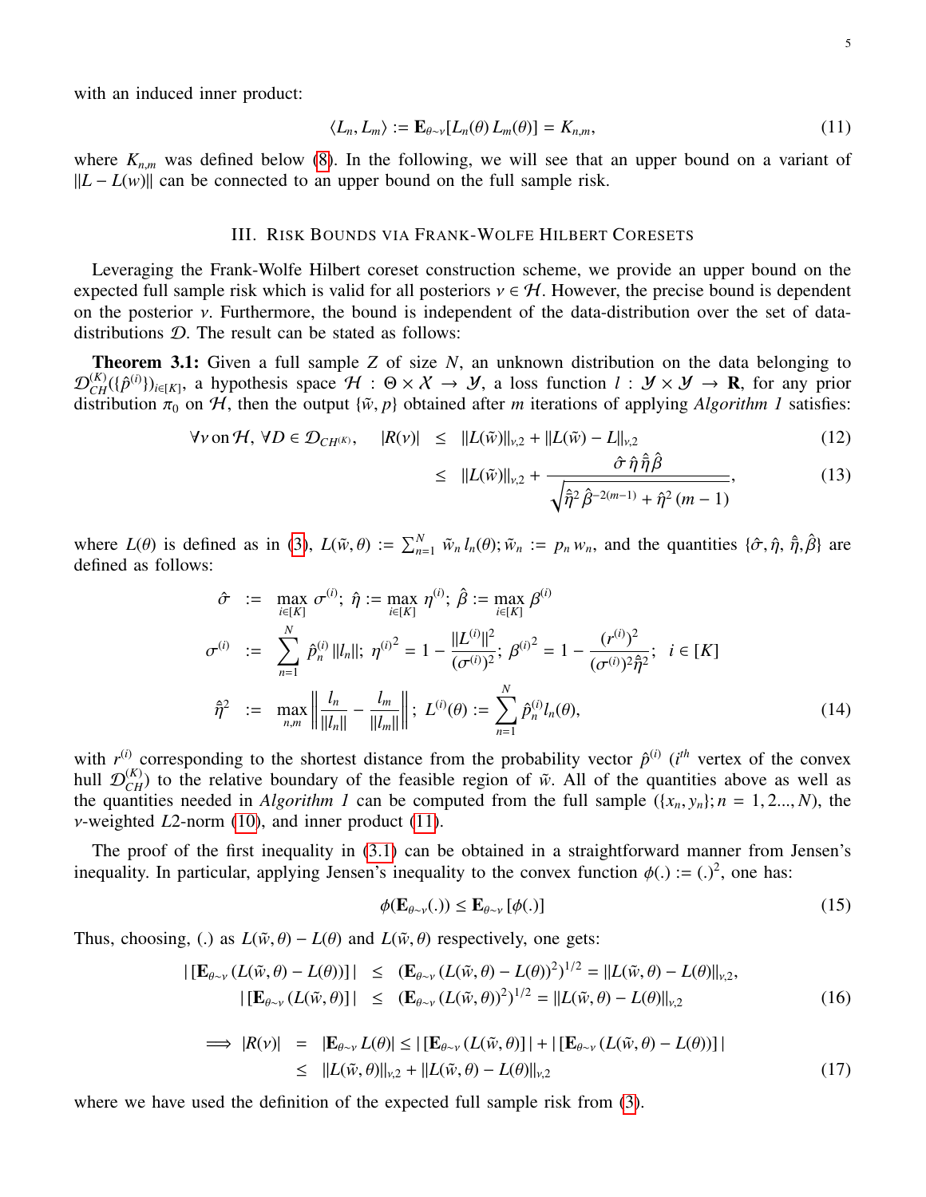with an induced inner product:

$$\langle L_n, L_m \rangle := \mathbf{E}_{\theta\sim\nu}[L_n(\theta)\, L_m(\theta)] = K_{n,m}, \tag{11}$$

where $K_{n,m}$ was defined below (8). In the following, we will see that an upper bound on a variant of $\|L - L(w)\|$ can be connected to an upper bound on the full sample risk.

## III. Risk Bounds via Frank-Wolfe Hilbert Coresets

Leveraging the Frank-Wolfe Hilbert coreset construction scheme, we provide an upper bound on the expected full sample risk which is valid for all posteriors $\nu \in \mathcal{H}$. However, the precise bound is dependent on the posterior $\nu$. Furthermore, the bound is independent of the data-distribution over the set of data-distributions $\mathcal{D}$. The result can be stated as follows:

**Theorem 3.1:** Given a full sample $Z$ of size $N$, an unknown distribution on the data belonging to $\mathcal{D}^{(K)}_{CH}(\{\hat{p}^{(i)}\})_{i\in[K]}$, a hypothesis space $\mathcal{H} : \Theta \times \mathcal{X} \to \mathcal{Y}$, a loss function $l : \mathcal{Y} \times \mathcal{Y} \to \mathbf{R}$, for any prior distribution $\pi_0$ on $\mathcal{H}$, then the output $\{\tilde{w}, p\}$ obtained after $m$ iterations of applying *Algorithm 1* satisfies:

$$\forall \nu \,\text{on}\, \mathcal{H},\ \forall D \in \mathcal{D}_{CH^{(K)}}, \quad |R(\nu)| \;\leq\; \|L(\tilde{w})\|_{\nu,2} + \|L(\tilde{w}) - L\|_{\nu,2} \tag{12}$$

$$\leq\; \|L(\tilde{w})\|_{\nu,2} + \frac{\hat{\sigma}\,\hat{\eta}\,\hat{\bar{\eta}}\,\hat{\beta}}{\sqrt{\hat{\bar{\eta}}^2\,\hat{\beta}^{-2(m-1)} + \hat{\eta}^2\,(m-1)}}, \tag{13}$$

where $L(\theta)$ is defined as in (3), $L(\tilde{w}, \theta) := \sum_{n=1}^{N} \tilde{w}_n\, l_n(\theta); \tilde{w}_n := p_n\, w_n$, and the quantities $\{\hat{\sigma}, \hat{\eta}, \hat{\bar{\eta}}, \hat{\beta}\}$ are defined as follows:

$$\begin{aligned}
\hat{\sigma} &:= \max_{i\in[K]} \sigma^{(i)};\ \hat{\eta} := \max_{i\in[K]} \eta^{(i)};\ \hat{\beta} := \max_{i\in[K]} \beta^{(i)} \\
\sigma^{(i)} &:= \sum_{n=1}^{N} \hat{p}^{(i)}_n \|l_n\|;\ {\eta^{(i)}}^2 = 1 - \frac{\|L^{(i)}\|^2}{(\sigma^{(i)})^2};\ {\beta^{(i)}}^2 = 1 - \frac{(r^{(i)})^2}{(\sigma^{(i)})^2 \hat{\bar{\eta}}^2};\ i \in [K] \\
\hat{\bar{\eta}}^2 &:= \max_{n,m} \left\| \frac{l_n}{\|l_n\|} - \frac{l_m}{\|l_m\|} \right\|;\ L^{(i)}(\theta) := \sum_{n=1}^{N} \hat{p}^{(i)}_n l_n(\theta),
\end{aligned} \tag{14}$$

with $r^{(i)}$ corresponding to the shortest distance from the probability vector $\hat{p}^{(i)}$ ($i^{th}$ vertex of the convex hull $\mathcal{D}^{(K)}_{CH}$) to the relative boundary of the feasible region of $\tilde{w}$. All of the quantities above as well as the quantities needed in *Algorithm 1* can be computed from the full sample ($\{x_n, y_n\}; n = 1, 2..., N$), the $\nu$-weighted $L2$-norm (10), and inner product (11).

The proof of the first inequality in (3.1) can be obtained in a straightforward manner from Jensen's inequality. In particular, applying Jensen's inequality to the convex function $\phi(.) := (.)^2$, one has:

$$\phi(\mathbf{E}_{\theta\sim\nu}(.)) \leq \mathbf{E}_{\theta\sim\nu}[\phi(.)] \tag{15}$$

Thus, choosing, $(.)$ as $L(\tilde{w}, \theta) - L(\theta)$ and $L(\tilde{w}, \theta)$ respectively, one gets:

$$\begin{aligned}
|\,[\mathbf{E}_{\theta\sim\nu}(L(\tilde{w}, \theta) - L(\theta))]\,| &\leq (\mathbf{E}_{\theta\sim\nu}(L(\tilde{w}, \theta) - L(\theta))^2)^{1/2} = \|L(\tilde{w}, \theta) - L(\theta)\|_{\nu,2}, \\
|\,[\mathbf{E}_{\theta\sim\nu}(L(\tilde{w}, \theta)]\,| &\leq (\mathbf{E}_{\theta\sim\nu}(L(\tilde{w}, \theta))^2)^{1/2} = \|L(\tilde{w}, \theta) - L(\theta)\|_{\nu,2}
\end{aligned} \tag{16}$$

$$\begin{aligned}
\implies |R(\nu)| &= |\mathbf{E}_{\theta\sim\nu} L(\theta)| \leq |\,[\mathbf{E}_{\theta\sim\nu}(L(\tilde{w}, \theta)]\,| + |\,[\mathbf{E}_{\theta\sim\nu}(L(\tilde{w}, \theta) - L(\theta))]\,| \\
&\leq \|L(\tilde{w}, \theta)\|_{\nu,2} + \|L(\tilde{w}, \theta) - L(\theta)\|_{\nu,2}
\end{aligned} \tag{17}$$

where we have used the definition of the expected full sample risk from (3).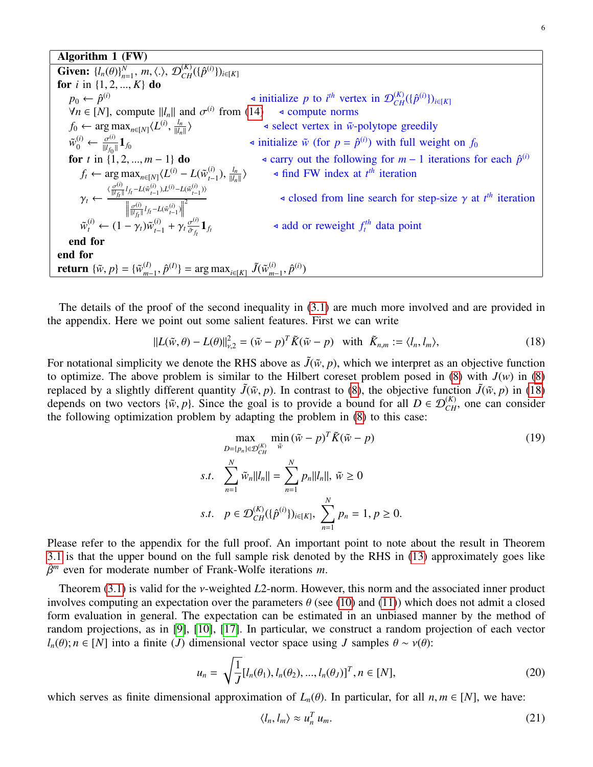**Algorithm 1 (FW)**

**Given:** $\{l_n(\theta)\}_{n=1}^N$, $m$, $\langle . \rangle$, $\mathcal{D}_{CH}^{(K)}(\{\hat{p}^{(i)}\})_{i\in[K]}$

**for** $i$ in $\{1, 2, ..., K\}$ **do**

  $p_0 \leftarrow \hat{p}^{(i)}$ ◃ initialize $p$ to $i^{th}$ vertex in $\mathcal{D}_{CH}^{(K)}(\{\hat{p}^{(i)}\})_{i\in[K]}$

  $\forall n \in [N]$, compute $\|l_n\|$ and $\sigma^{(i)}$ from (14) ◃ compute norms

  $f_0 \leftarrow \arg\max_{n\in[N]} \langle L^{(i)}, \frac{l_n}{\|l_n\|} \rangle$ ◃ select vertex in $\tilde{w}$-polytope greedily

  $\tilde{w}_0^{(i)} \leftarrow \frac{\sigma^{(i)}}{\|l_{f_0}\|} \mathbf{1}_{f_0}$ ◃ initialize $\tilde{w}$ (for $p = \hat{p}^{(i)}$) with full weight on $f_0$

  **for** $t$ in $\{1, 2, ..., m-1\}$ **do** ◃ carry out the following for $m-1$ iterations for each $\hat{p}^{(i)}$

    $f_t \leftarrow \arg\max_{n\in[N]} \langle L^{(i)} - L(\tilde{w}_{t-1}^{(i)}), \frac{l_n}{\|l_n\|} \rangle$ ◃ find FW index at $t^{th}$ iteration

    $\gamma_t \leftarrow \dfrac{\langle \frac{\sigma^{(i)}}{\|l_{f_t}\|} l_{f_t} - L(\tilde{w}_{t-1}^{(i)}), L^{(i)} - L(\tilde{w}_{t-1}^{(i)}) \rangle}{\left\| \frac{\sigma^{(i)}}{\|l_{f_t}\|} l_{f_t} - L(\tilde{w}_{t-1}^{(i)}) \right\|^2}$ ◃ closed from line search for step-size $\gamma$ at $t^{th}$ iteration

    $\tilde{w}_t^{(i)} \leftarrow (1-\gamma_t)\tilde{w}_{t-1}^{(i)} + \gamma_t \frac{\sigma^{(i)}}{\bar{\sigma}_{f_t}} \mathbf{1}_{f_t}$ ◃ add or reweight $f_t^{th}$ data point

  **end for**

**end for**

**return** $\{\tilde{w}, p\} = \{\tilde{w}_{m-1}^{(I)}, \hat{p}^{(I)}\} = \arg\max_{i\in[K]} \tilde{J}(\tilde{w}_{m-1}^{(i)}, \hat{p}^{(i)})$

The details of the proof of the second inequality in (3.1) are much more involved and are provided in the appendix. Here we point out some salient features. First we can write

$$\|L(\tilde{w}, \theta) - L(\theta)\|_{\nu,2}^2 = (\tilde{w} - p)^T \tilde{K} (\tilde{w} - p) \quad \text{with} \quad \tilde{K}_{n,m} := \langle l_n, l_m \rangle, \tag{18}$$

For notational simplicity we denote the RHS above as $\tilde{J}(\tilde{w}, p)$, which we interpret as an objective function to optimize. The above problem is similar to the Hilbert coreset problem posed in (8) with $J(w)$ in (8) replaced by a slightly different quantity $\tilde{J}(\tilde{w}, p)$. In contrast to (8), the objective function $\tilde{J}(\tilde{w}, p)$ in (18) depends on two vectors $\{\tilde{w}, p\}$. Since the goal is to provide a bound for all $D \in \mathcal{D}_{CH}^{(K)}$, one can consider the following optimization problem by adapting the problem in (8) to this case:

$$\begin{aligned} &\max_{D=\{p_n\}\in\mathcal{D}_{CH}^{(K)}} \min_{\tilde{w}} (\tilde{w} - p)^T \tilde{K} (\tilde{w} - p) \\ &s.t. \quad \sum_{n=1}^N \tilde{w}_n \|l_n\| = \sum_{n=1}^N p_n \|l_n\|, \ \tilde{w} \geq 0 \\ &s.t. \quad p \in \mathcal{D}_{CH}^{(K)}(\{\hat{p}^{(i)}\})_{i\in[K]}, \ \sum_{n=1}^N p_n = 1, p \geq 0. \end{aligned} \tag{19}$$

Please refer to the appendix for the full proof. An important point to note about the result in Theorem 3.1 is that the upper bound on the full sample risk denoted by the RHS in (13) approximately goes like $\beta^m$ even for moderate number of Frank-Wolfe iterations $m$.

Theorem (3.1) is valid for the $\nu$-weighted $L2$-norm. However, this norm and the associated inner product involves computing an expectation over the parameters $\theta$ (see (10) and (11)) which does not admit a closed form evaluation in general. The expectation can be estimated in an unbiased manner by the method of random projections, as in [9], [10], [17]. In particular, we construct a random projection of each vector $l_n(\theta); n \in [N]$ into a finite ($J$) dimensional vector space using $J$ samples $\theta \sim \nu(\theta)$:

$$u_n = \sqrt{\frac{1}{J}} [l_n(\theta_1), l_n(\theta_2), ..., l_n(\theta_J)]^T, n \in [N], \tag{20}$$

which serves as finite dimensional approximation of $L_n(\theta)$. In particular, for all $n, m \in [N]$, we have:

$$\langle l_n, l_m \rangle \approx u_n^T u_m. \tag{21}$$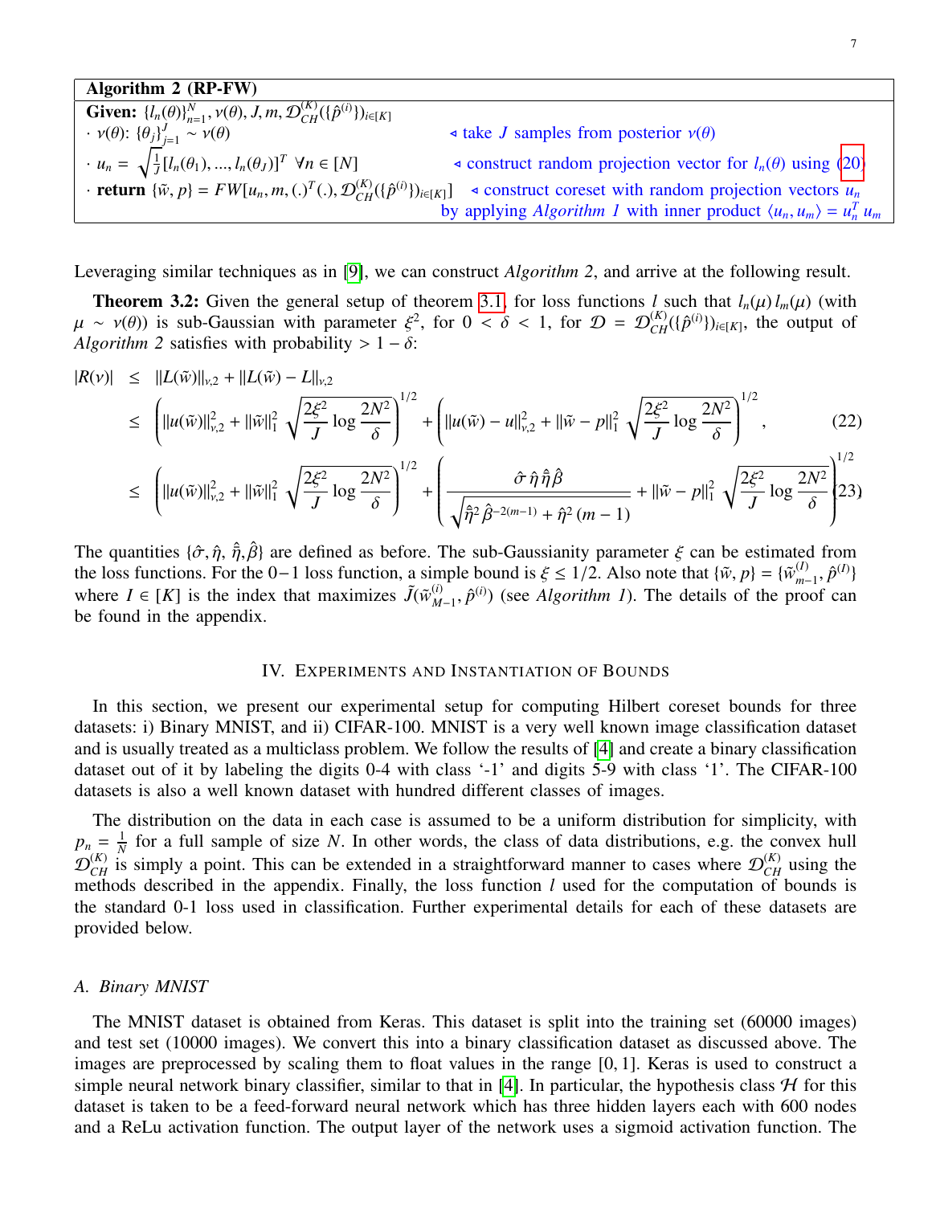**Algorithm 2 (RP-FW)**

**Given:** $\{l_n(\theta)\}_{n=1}^N, \nu(\theta), J, m, \mathcal{D}_{CH}^{(K)}(\{\hat{p}^{(i)}\})_{i\in[K]}$

· $\nu(\theta)$: $\{\theta_j\}_{j=1}^J \sim \nu(\theta)$ ◂ take $J$ samples from posterior $\nu(\theta)$

· $u_n = \sqrt{\frac{1}{J}}[l_n(\theta_1), ..., l_n(\theta_J)]^T \;\; \forall n \in [N]$ ◂ construct random projection vector for $l_n(\theta)$ using (20)

· **return** $\{\tilde{w}, p\} = FW[u_n, m, (.)^T(.), \mathcal{D}_{CH}^{(K)}(\{\hat{p}^{(i)}\})_{i\in[K]}]$ ◂ construct coreset with random projection vectors $u_n$ by applying *Algorithm 1* with inner product $\langle u_n, u_m\rangle = u_n^T u_m$

Leveraging similar techniques as in [9], we can construct *Algorithm 2*, and arrive at the following result.

**Theorem 3.2:** Given the general setup of theorem 3.1 for loss functions $l$ such that $l_n(\mu)\, l_m(\mu)$ (with $\mu \sim \nu(\theta)$) is sub-Gaussian with parameter $\xi^2$, for $0 < \delta < 1$, for $\mathcal{D} = \mathcal{D}_{CH}^{(K)}(\{\hat{p}^{(i)}\})_{i\in[K]}$, the output of *Algorithm 2* satisfies with probability $> 1-\delta$:

$$
\begin{aligned}
|R(\nu)| &\leq \|L(\tilde{w})\|_{\nu,2} + \|L(\tilde{w}) - L\|_{\nu,2} \\
&\leq \left(\|u(\tilde{w})\|_{\nu,2}^2 + \|\tilde{w}\|_1^2 \sqrt{\frac{2\xi^2}{J}\log\frac{2N^2}{\delta}}\right)^{1/2} + \left(\|u(\tilde{w}) - u\|_{\nu,2}^2 + \|\tilde{w} - p\|_1^2 \sqrt{\frac{2\xi^2}{J}\log\frac{2N^2}{\delta}}\right)^{1/2}, \qquad (22) \\
&\leq \left(\|u(\tilde{w})\|_{\nu,2}^2 + \|\tilde{w}\|_1^2 \sqrt{\frac{2\xi^2}{J}\log\frac{2N^2}{\delta}}\right)^{1/2} + \left(\frac{\hat{\sigma}\,\hat{\eta}\,\hat{\bar{\eta}}\hat{\beta}}{\sqrt{\hat{\bar{\eta}}^2\hat{\beta}^{-2(m-1)} + \hat{\eta}^2\,(m-1)}} + \|\tilde{w} - p\|_1^2 \sqrt{\frac{2\xi^2}{J}\log\frac{2N^2}{\delta}}\right)^{1/2} \qquad (23)
\end{aligned}
$$

The quantities $\{\hat{\sigma}, \hat{\eta}, \hat{\bar{\eta}}, \hat{\beta}\}$ are defined as before. The sub-Gaussianity parameter $\xi$ can be estimated from the loss functions. For the $0-1$ loss function, a simple bound is $\xi \leq 1/2$. Also note that $\{\tilde{w}, p\} = \{\tilde{w}_{m-1}^{(I)}, \hat{p}^{(I)}\}$ where $I \in [K]$ is the index that maximizes $\tilde{J}(\tilde{w}_{M-1}^{(i)}, \hat{p}^{(i)})$ (see *Algorithm 1*). The details of the proof can be found in the appendix.

## IV. Experiments and Instantiation of Bounds

In this section, we present our experimental setup for computing Hilbert coreset bounds for three datasets: i) Binary MNIST, and ii) CIFAR-100. MNIST is a very well known image classification dataset and is usually treated as a multiclass problem. We follow the results of [4] and create a binary classification dataset out of it by labeling the digits 0-4 with class '-1' and digits 5-9 with class '1'. The CIFAR-100 datasets is also a well known dataset with hundred different classes of images.

The distribution on the data in each case is assumed to be a uniform distribution for simplicity, with $p_n = \frac{1}{N}$ for a full sample of size $N$. In other words, the class of data distributions, e.g. the convex hull $\mathcal{D}_{CH}^{(K)}$ is simply a point. This can be extended in a straightforward manner to cases where $\mathcal{D}_{CH}^{(K)}$ using the methods described in the appendix. Finally, the loss function $l$ used for the computation of bounds is the standard 0-1 loss used in classification. Further experimental details for each of these datasets are provided below.

### A. Binary MNIST

The MNIST dataset is obtained from Keras. This dataset is split into the training set (60000 images) and test set (10000 images). We convert this into a binary classification dataset as discussed above. The images are preprocessed by scaling them to float values in the range $[0, 1]$. Keras is used to construct a simple neural network binary classifier, similar to that in [4]. In particular, the hypothesis class $\mathcal{H}$ for this dataset is taken to be a feed-forward neural network which has three hidden layers each with 600 nodes and a ReLu activation function. The output layer of the network uses a sigmoid activation function. The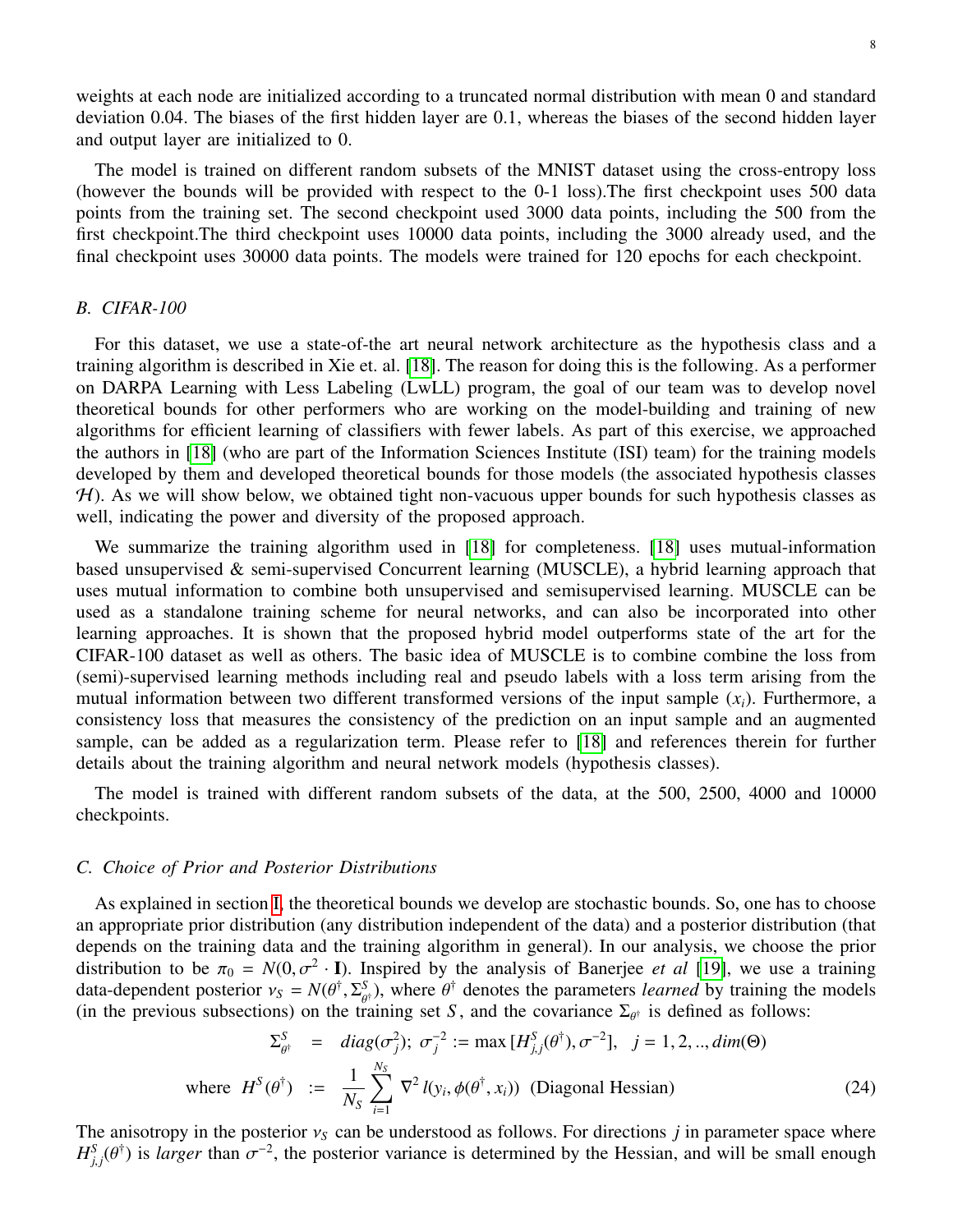weights at each node are initialized according to a truncated normal distribution with mean 0 and standard deviation 0.04. The biases of the first hidden layer are 0.1, whereas the biases of the second hidden layer and output layer are initialized to 0.

The model is trained on different random subsets of the MNIST dataset using the cross-entropy loss (however the bounds will be provided with respect to the 0-1 loss).The first checkpoint uses 500 data points from the training set. The second checkpoint used 3000 data points, including the 500 from the first checkpoint.The third checkpoint uses 10000 data points, including the 3000 already used, and the final checkpoint uses 30000 data points. The models were trained for 120 epochs for each checkpoint.

### B. CIFAR-100

For this dataset, we use a state-of-the art neural network architecture as the hypothesis class and a training algorithm is described in Xie et. al. [18]. The reason for doing this is the following. As a performer on DARPA Learning with Less Labeling (LwLL) program, the goal of our team was to develop novel theoretical bounds for other performers who are working on the model-building and training of new algorithms for efficient learning of classifiers with fewer labels. As part of this exercise, we approached the authors in [18] (who are part of the Information Sciences Institute (ISI) team) for the training models developed by them and developed theoretical bounds for those models (the associated hypothesis classes $\mathcal{H}$). As we will show below, we obtained tight non-vacuous upper bounds for such hypothesis classes as well, indicating the power and diversity of the proposed approach.

We summarize the training algorithm used in [18] for completeness. [18] uses mutual-information based unsupervised & semi-supervised Concurrent learning (MUSCLE), a hybrid learning approach that uses mutual information to combine both unsupervised and semisupervised learning. MUSCLE can be used as a standalone training scheme for neural networks, and can also be incorporated into other learning approaches. It is shown that the proposed hybrid model outperforms state of the art for the CIFAR-100 dataset as well as others. The basic idea of MUSCLE is to combine combine the loss from (semi)-supervised learning methods including real and pseudo labels with a loss term arising from the mutual information between two different transformed versions of the input sample ($x_i$). Furthermore, a consistency loss that measures the consistency of the prediction on an input sample and an augmented sample, can be added as a regularization term. Please refer to [18] and references therein for further details about the training algorithm and neural network models (hypothesis classes).

The model is trained with different random subsets of the data, at the 500, 2500, 4000 and 10000 checkpoints.

### C. Choice of Prior and Posterior Distributions

As explained in section I, the theoretical bounds we develop are stochastic bounds. So, one has to choose an appropriate prior distribution (any distribution independent of the data) and a posterior distribution (that depends on the training data and the training algorithm in general). In our analysis, we choose the prior distribution to be $\pi_0 = N(0, \sigma^2 \cdot \mathbf{I})$. Inspired by the analysis of Banerjee *et al* [19], we use a training data-dependent posterior $\nu_S = N(\theta^\dagger, \Sigma^S_{\theta^\dagger})$, where $\theta^\dagger$ denotes the parameters *learned* by training the models (in the previous subsections) on the training set $S$, and the covariance $\Sigma_{\theta^\dagger}$ is defined as follows:

$$
\begin{aligned}
\Sigma^S_{\theta^\dagger} &= diag(\sigma_j^2); \; \sigma_j^{-2} := \max\,[H^S_{j,j}(\theta^\dagger), \sigma^{-2}], \quad j = 1, 2, .., dim(\Theta) \\
\text{where} \;\; H^S(\theta^\dagger) &:= \frac{1}{N_S} \sum_{i=1}^{N_S} \nabla^2\, l(y_i, \phi(\theta^\dagger, x_i)) \;\; \text{(Diagonal Hessian)}
\end{aligned} \tag{24}
$$

The anisotropy in the posterior $\nu_S$ can be understood as follows. For directions $j$ in parameter space where $H^S_{j,j}(\theta^\dagger)$ is *larger* than $\sigma^{-2}$, the posterior variance is determined by the Hessian, and will be small enough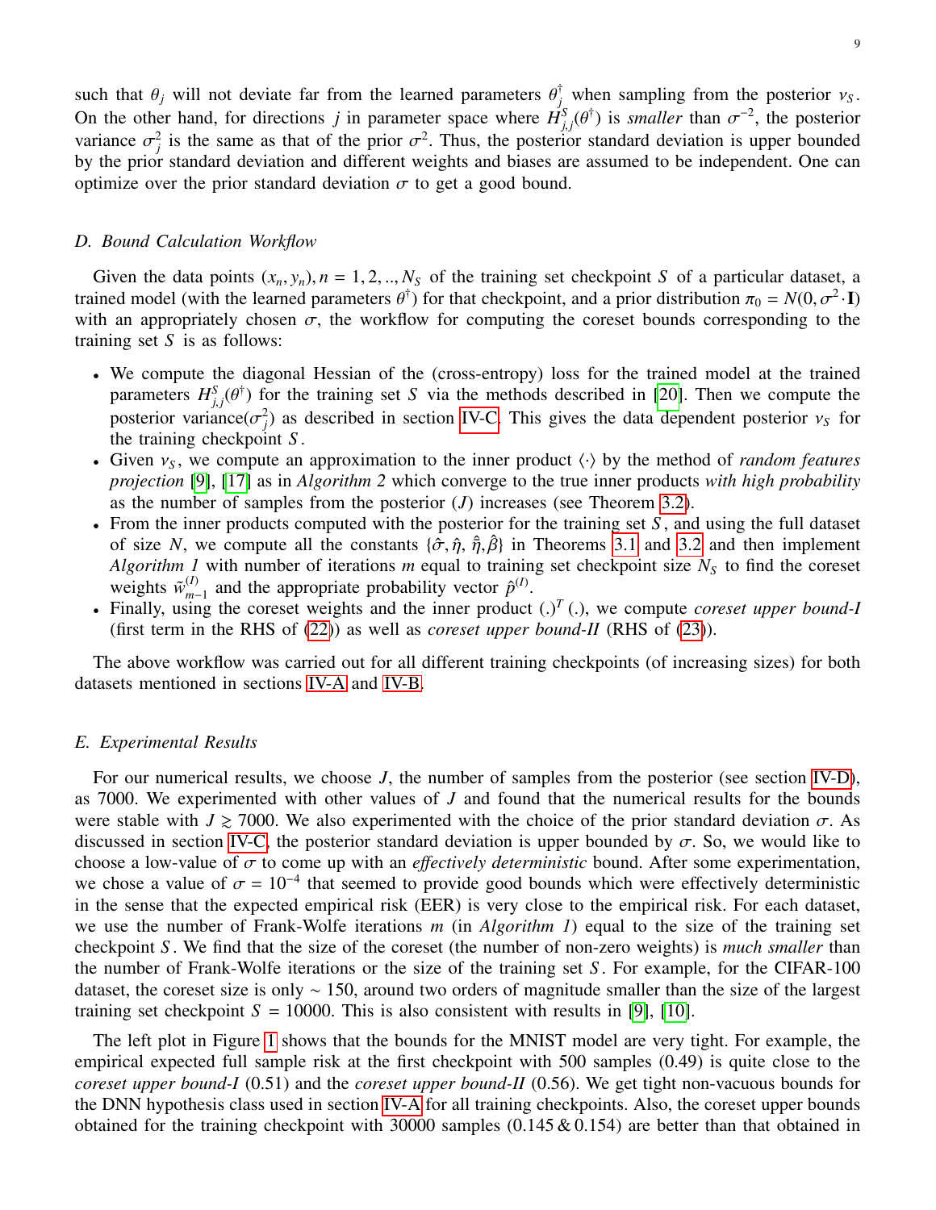such that $\theta_j$ will not deviate far from the learned parameters $\theta_j^\dagger$ when sampling from the posterior $\nu_S$. On the other hand, for directions $j$ in parameter space where $H_{j,j}^S(\theta^\dagger)$ is *smaller* than $\sigma^{-2}$, the posterior variance $\sigma_j^2$ is the same as that of the prior $\sigma^2$. Thus, the posterior standard deviation is upper bounded by the prior standard deviation and different weights and biases are assumed to be independent. One can optimize over the prior standard deviation $\sigma$ to get a good bound.

### D. Bound Calculation Workflow

Given the data points $(x_n, y_n), n = 1, 2, .., N_S$ of the training set checkpoint $S$ of a particular dataset, a trained model (with the learned parameters $\theta^\dagger$) for that checkpoint, and a prior distribution $\pi_0 = N(0, \sigma^2 \cdot \mathbf{I})$ with an appropriately chosen $\sigma$, the workflow for computing the coreset bounds corresponding to the training set $S$ is as follows:

- We compute the diagonal Hessian of the (cross-entropy) loss for the trained model at the trained parameters $H_{j,j}^S(\theta^\dagger)$ for the training set $S$ via the methods described in [20]. Then we compute the posterior variance($\sigma_j^2$) as described in section IV-C. This gives the data dependent posterior $\nu_S$ for the training checkpoint $S$.
- Given $\nu_S$, we compute an approximation to the inner product $\langle \cdot \rangle$ by the method of *random features projection* [9], [17] as in *Algorithm 2* which converge to the true inner products *with high probability* as the number of samples from the posterior ($J$) increases (see Theorem 3.2).
- From the inner products computed with the posterior for the training set $S$, and using the full dataset of size $N$, we compute all the constants $\{\hat{\sigma}, \hat{\eta}, \hat{\bar{\eta}}, \hat{\beta}\}$ in Theorems 3.1 and 3.2 and then implement *Algorithm 1* with number of iterations $m$ equal to training set checkpoint size $N_S$ to find the coreset weights $\tilde{w}_{m-1}^{(I)}$ and the appropriate probability vector $\hat{p}^{(I)}$.
- Finally, using the coreset weights and the inner product $(.)^T(.)$, we compute *coreset upper bound-I* (first term in the RHS of (22)) as well as *coreset upper bound-II* (RHS of (23)).

The above workflow was carried out for all different training checkpoints (of increasing sizes) for both datasets mentioned in sections IV-A and IV-B.

### E. Experimental Results

For our numerical results, we choose $J$, the number of samples from the posterior (see section IV-D), as 7000. We experimented with other values of $J$ and found that the numerical results for the bounds were stable with $J \gtrsim 7000$. We also experimented with the choice of the prior standard deviation $\sigma$. As discussed in section IV-C, the posterior standard deviation is upper bounded by $\sigma$. So, we would like to choose a low-value of $\sigma$ to come up with an *effectively deterministic* bound. After some experimentation, we chose a value of $\sigma = 10^{-4}$ that seemed to provide good bounds which were effectively deterministic in the sense that the expected empirical risk (EER) is very close to the empirical risk. For each dataset, we use the number of Frank-Wolfe iterations $m$ (in *Algorithm 1*) equal to the size of the training set checkpoint $S$. We find that the size of the coreset (the number of non-zero weights) is *much smaller* than the number of Frank-Wolfe iterations or the size of the training set $S$. For example, for the CIFAR-100 dataset, the coreset size is only $\sim 150$, around two orders of magnitude smaller than the size of the largest training set checkpoint $S = 10000$. This is also consistent with results in [9], [10].

The left plot in Figure 1 shows that the bounds for the MNIST model are very tight. For example, the empirical expected full sample risk at the first checkpoint with 500 samples (0.49) is quite close to the *coreset upper bound-I* (0.51) and the *coreset upper bound-II* (0.56). We get tight non-vacuous bounds for the DNN hypothesis class used in section IV-A for all training checkpoints. Also, the coreset upper bounds obtained for the training checkpoint with 30000 samples (0.145 & 0.154) are better than that obtained in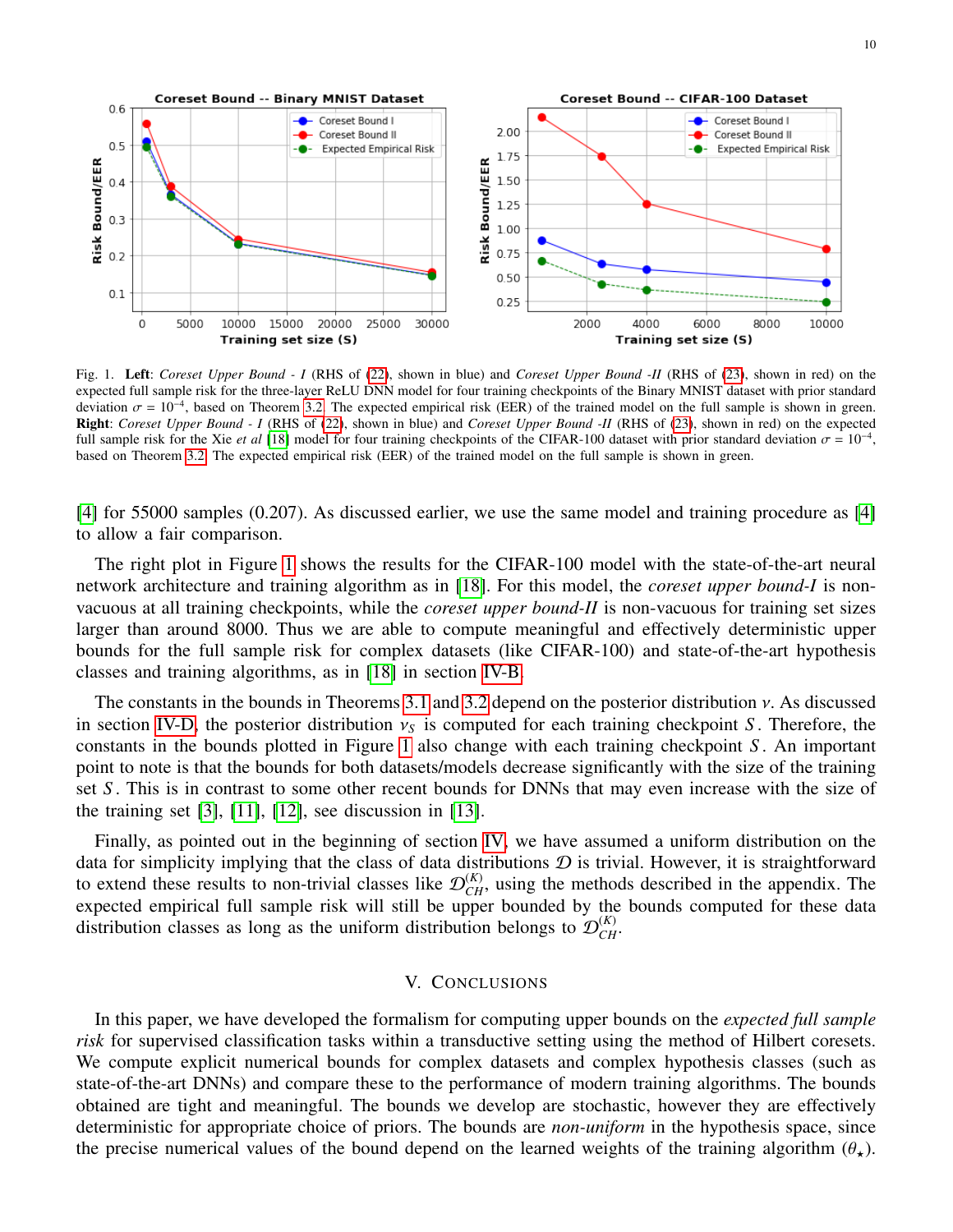Coreset Bound -- Binary MNIST Dataset

Risk Bound/EER

0.6
0.5
0.4
0.3
0.2
0.1

0
5000
10000
15000
20000
25000
30000

Training set size (S)

Coreset Bound I
Coreset Bound II
Expected Empirical Risk

Coreset Bound -- CIFAR-100 Dataset

Risk Bound/EER

2.00
1.75
1.50
1.25
1.00
0.75
0.50
0.25

2000
4000
6000
8000
10000

Training set size (S)

Coreset Bound I
Coreset Bound II
Expected Empirical Risk

Fig. 1. **Left**: *Coreset Upper Bound - I* (RHS of (22), shown in blue) and *Coreset Upper Bound -II* (RHS of (23), shown in red) on the expected full sample risk for the three-layer ReLU DNN model for four training checkpoints of the Binary MNIST dataset with prior standard deviation $\sigma = 10^{-4}$, based on Theorem 3.2. The expected empirical risk (EER) of the trained model on the full sample is shown in green. **Right**: *Coreset Upper Bound - I* (RHS of (22), shown in blue) and *Coreset Upper Bound -II* (RHS of (23), shown in red) on the expected full sample risk for the Xie *et al* [18] model for four training checkpoints of the CIFAR-100 dataset with prior standard deviation $\sigma = 10^{-4}$, based on Theorem 3.2. The expected empirical risk (EER) of the trained model on the full sample is shown in green.

[4] for 55000 samples (0.207). As discussed earlier, we use the same model and training procedure as [4] to allow a fair comparison.

The right plot in Figure 1 shows the results for the CIFAR-100 model with the state-of-the-art neural network architecture and training algorithm as in [18]. For this model, the *coreset upper bound-I* is non-vacuous at all training checkpoints, while the *coreset upper bound-II* is non-vacuous for training set sizes larger than around 8000. Thus we are able to compute meaningful and effectively deterministic upper bounds for the full sample risk for complex datasets (like CIFAR-100) and state-of-the-art hypothesis classes and training algorithms, as in [18] in section IV-B.

The constants in the bounds in Theorems 3.1 and 3.2 depend on the posterior distribution $\nu$. As discussed in section IV-D, the posterior distribution $\nu_S$ is computed for each training checkpoint $S$. Therefore, the constants in the bounds plotted in Figure 1 also change with each training checkpoint $S$. An important point to note is that the bounds for both datasets/models decrease significantly with the size of the training set $S$. This is in contrast to some other recent bounds for DNNs that may even increase with the size of the training set [3], [11], [12], see discussion in [13].

Finally, as pointed out in the beginning of section IV, we have assumed a uniform distribution on the data for simplicity implying that the class of data distributions $\mathcal{D}$ is trivial. However, it is straightforward to extend these results to non-trivial classes like $\mathcal{D}_{CH}^{(K)}$, using the methods described in the appendix. The expected empirical full sample risk will still be upper bounded by the bounds computed for these data distribution classes as long as the uniform distribution belongs to $\mathcal{D}_{CH}^{(K)}$.

## V. Conclusions

In this paper, we have developed the formalism for computing upper bounds on the *expected full sample risk* for supervised classification tasks within a transductive setting using the method of Hilbert coresets. We compute explicit numerical bounds for complex datasets and complex hypothesis classes (such as state-of-the-art DNNs) and compare these to the performance of modern training algorithms. The bounds obtained are tight and meaningful. The bounds we develop are stochastic, however they are effectively deterministic for appropriate choice of priors. The bounds are *non-uniform* in the hypothesis space, since the precise numerical values of the bound depend on the learned weights of the training algorithm ($\theta_\star$).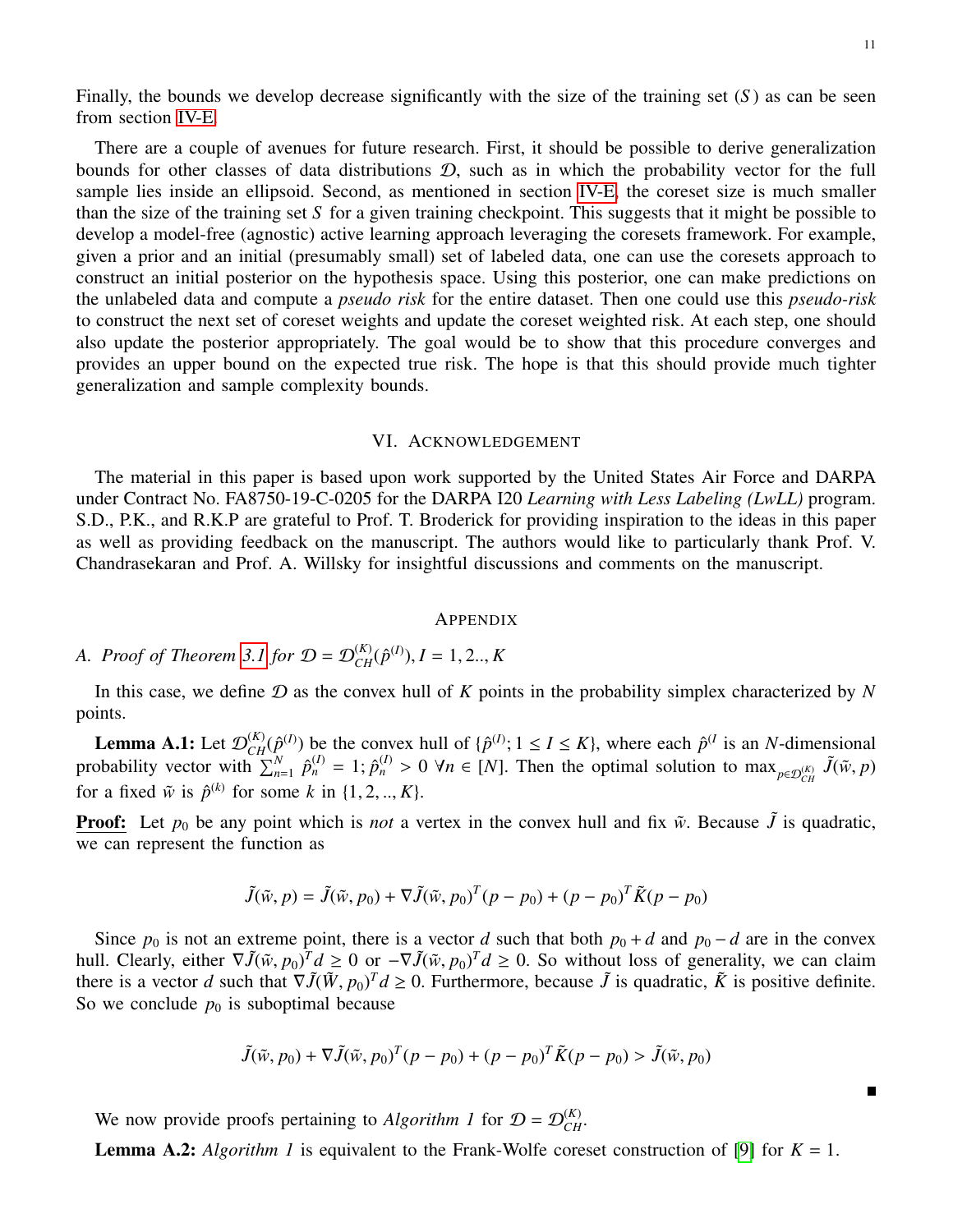Finally, the bounds we develop decrease significantly with the size of the training set ($S$) as can be seen from section IV-E.

There are a couple of avenues for future research. First, it should be possible to derive generalization bounds for other classes of data distributions $\mathcal{D}$, such as in which the probability vector for the full sample lies inside an ellipsoid. Second, as mentioned in section IV-E, the coreset size is much smaller than the size of the training set $S$ for a given training checkpoint. This suggests that it might be possible to develop a model-free (agnostic) active learning approach leveraging the coresets framework. For example, given a prior and an initial (presumably small) set of labeled data, one can use the coresets approach to construct an initial posterior on the hypothesis space. Using this posterior, one can make predictions on the unlabeled data and compute a *pseudo risk* for the entire dataset. Then one could use this *pseudo-risk* to construct the next set of coreset weights and update the coreset weighted risk. At each step, one should also update the posterior appropriately. The goal would be to show that this procedure converges and provides an upper bound on the expected true risk. The hope is that this should provide much tighter generalization and sample complexity bounds.

## VI. Acknowledgement

The material in this paper is based upon work supported by the United States Air Force and DARPA under Contract No. FA8750-19-C-0205 for the DARPA I20 *Learning with Less Labeling (LwLL)* program. S.D., P.K., and R.K.P are grateful to Prof. T. Broderick for providing inspiration to the ideas in this paper as well as providing feedback on the manuscript. The authors would like to particularly thank Prof. V. Chandrasekaran and Prof. A. Willsky for insightful discussions and comments on the manuscript.

## Appendix

### A. Proof of Theorem 3.1 for $\mathcal{D} = \mathcal{D}_{CH}^{(K)}(\hat{p}^{(I)}), I = 1, 2.., K$

In this case, we define $\mathcal{D}$ as the convex hull of $K$ points in the probability simplex characterized by $N$ points.

**Lemma A.1:** Let $\mathcal{D}_{CH}^{(K)}(\hat{p}^{(I)})$ be the convex hull of $\{\hat{p}^{(I)}; 1 \leq I \leq K\}$, where each $\hat{p}^{(I}$ is an $N$-dimensional probability vector with $\sum_{n=1}^{N} \hat{p}_n^{(I)} = 1; \hat{p}_n^{(I)} > 0 \ \forall n \in [N]$. Then the optimal solution to $\max_{p \in \mathcal{D}_{CH}^{(K)}} \tilde{J}(\tilde{w}, p)$ for a fixed $\tilde{w}$ is $\hat{p}^{(k)}$ for some $k$ in $\{1, 2, .., K\}$.

**Proof:** Let $p_0$ be any point which is *not* a vertex in the convex hull and fix $\tilde{w}$. Because $\tilde{J}$ is quadratic, we can represent the function as

$$\tilde{J}(\tilde{w}, p) = \tilde{J}(\tilde{w}, p_0) + \nabla \tilde{J}(\tilde{w}, p_0)^T (p - p_0) + (p - p_0)^T \tilde{K} (p - p_0)$$

Since $p_0$ is not an extreme point, there is a vector $d$ such that both $p_0 + d$ and $p_0 - d$ are in the convex hull. Clearly, either $\nabla \tilde{J}(\tilde{w}, p_0)^T d \geq 0$ or $-\nabla \tilde{J}(\tilde{w}, p_0)^T d \geq 0$. So without loss of generality, we can claim there is a vector $d$ such that $\nabla \tilde{J}(\tilde{W}, p_0)^T d \geq 0$. Furthermore, because $\tilde{J}$ is quadratic, $\tilde{K}$ is positive definite. So we conclude $p_0$ is suboptimal because

$$\tilde{J}(\tilde{w}, p_0) + \nabla \tilde{J}(\tilde{w}, p_0)^T (p - p_0) + (p - p_0)^T \tilde{K} (p - p_0) > \tilde{J}(\tilde{w}, p_0)$$

■

We now provide proofs pertaining to *Algorithm 1* for $\mathcal{D} = \mathcal{D}_{CH}^{(K)}$.

**Lemma A.2:** *Algorithm 1* is equivalent to the Frank-Wolfe coreset construction of [9] for $K = 1$.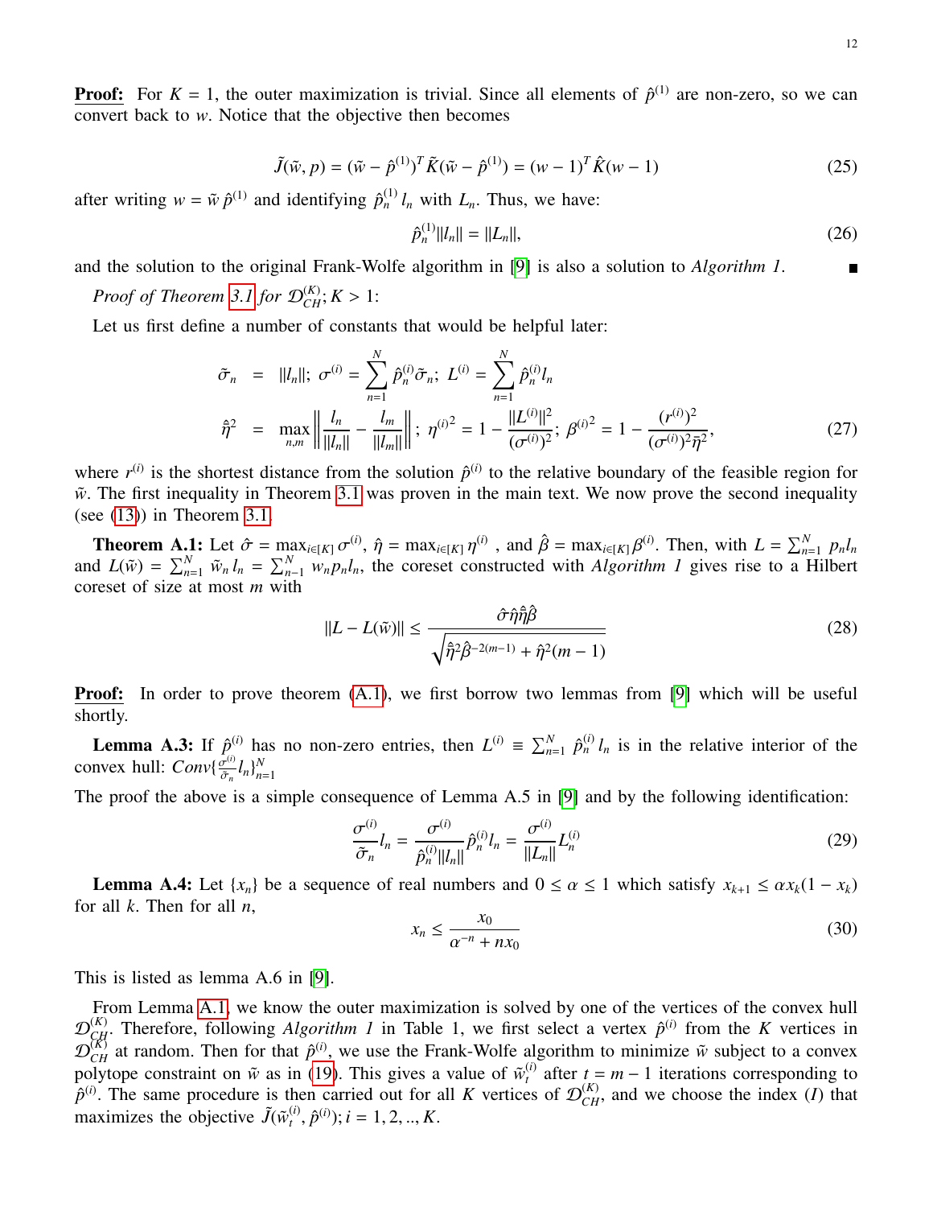**Proof:** For $K = 1$, the outer maximization is trivial. Since all elements of $\hat{p}^{(1)}$ are non-zero, so we can convert back to $w$. Notice that the objective then becomes

$$\tilde{J}(\tilde{w}, p) = (\tilde{w} - \hat{p}^{(1)})^T \tilde{K}(\tilde{w} - \hat{p}^{(1)}) = (w - 1)^T \hat{K}(w - 1) \tag{25}$$

after writing $w = \tilde{w}\,\hat{p}^{(1)}$ and identifying $\hat{p}^{(1)}_n\, l_n$ with $L_n$. Thus, we have:

$$\hat{p}^{(1)}_n \|l_n\| = \|L_n\|, \tag{26}$$

and the solution to the original Frank-Wolfe algorithm in [9] is also a solution to *Algorithm 1*. ∎

*Proof of Theorem 3.1 for $\mathcal{D}^{(K)}_{CH}$; $K > 1$:*

Let us first define a number of constants that would be helpful later:

$$\begin{aligned}
\tilde{\sigma}_n &= \|l_n\|;\ \sigma^{(i)} = \sum_{n=1}^{N} \hat{p}^{(i)}_n \tilde{\sigma}_n;\ L^{(i)} = \sum_{n=1}^{N} \hat{p}^{(i)}_n l_n \\
\hat{\bar{\eta}}^2 &= \max_{n,m} \left\| \frac{l_n}{\|l_n\|} - \frac{l_m}{\|l_m\|} \right\|;\ {\eta^{(i)}}^2 = 1 - \frac{\|L^{(i)}\|^2}{(\sigma^{(i)})^2};\ {\beta^{(i)}}^2 = 1 - \frac{(r^{(i)})^2}{(\sigma^{(i)})^2 \bar{\eta}^2},
\end{aligned} \tag{27}$$

where $r^{(i)}$ is the shortest distance from the solution $\hat{p}^{(i)}$ to the relative boundary of the feasible region for $\tilde{w}$. The first inequality in Theorem 3.1 was proven in the main text. We now prove the second inequality (see (13)) in Theorem 3.1.

**Theorem A.1:** Let $\hat{\sigma} = \max_{i \in [K]} \sigma^{(i)}$, $\hat{\eta} = \max_{i \in [K]} \eta^{(i)}$ , and $\hat{\beta} = \max_{i \in [K]} \beta^{(i)}$. Then, with $L = \sum_{n=1}^{N} p_n l_n$ and $L(\tilde{w}) = \sum_{n=1}^{N} \tilde{w}_n\, l_n = \sum_{n-1}^{N} w_n p_n l_n$, the coreset constructed with *Algorithm 1* gives rise to a Hilbert coreset of size at most $m$ with

$$\|L - L(\tilde{w})\| \le \frac{\hat{\sigma}\hat{\eta}\hat{\bar{\eta}}\hat{\beta}}{\sqrt{\hat{\bar{\eta}}^2 \hat{\beta}^{-2(m-1)} + \hat{\eta}^2 (m-1)}} \tag{28}$$

**Proof:** In order to prove theorem (A.1), we first borrow two lemmas from [9] which will be useful shortly.

**Lemma A.3:** If $\hat{p}^{(i)}$ has no non-zero entries, then $L^{(i)} \equiv \sum_{n=1}^{N} \hat{p}^{(i)}_n\, l_n$ is in the relative interior of the convex hull: $Conv\{\frac{\sigma^{(i)}}{\tilde{\sigma}_n} l_n\}_{n=1}^{N}$

The proof the above is a simple consequence of Lemma A.5 in [9] and by the following identification:

$$\frac{\sigma^{(i)}}{\tilde{\sigma}_n} l_n = \frac{\sigma^{(i)}}{\hat{p}^{(i)}_n \|l_n\|} \hat{p}^{(i)}_n l_n = \frac{\sigma^{(i)}}{\|L_n\|} L^{(i)}_n \tag{29}$$

**Lemma A.4:** Let $\{x_n\}$ be a sequence of real numbers and $0 \le \alpha \le 1$ which satisfy $x_{k+1} \le \alpha x_k (1 - x_k)$ for all $k$. Then for all $n$,

$$x_n \le \frac{x_0}{\alpha^{-n} + n x_0} \tag{30}$$

This is listed as lemma A.6 in [9].

From Lemma A.1, we know the outer maximization is solved by one of the vertices of the convex hull $\mathcal{D}^{(K)}_{CH}$. Therefore, following *Algorithm 1* in Table 1, we first select a vertex $\hat{p}^{(i)}$ from the $K$ vertices in $\mathcal{D}^{(K)}_{CH}$ at random. Then for that $\hat{p}^{(i)}$, we use the Frank-Wolfe algorithm to minimize $\tilde{w}$ subject to a convex polytope constraint on $\tilde{w}$ as in (19). This gives a value of $\tilde{w}^{(i)}_t$ after $t = m - 1$ iterations corresponding to $\hat{p}^{(i)}$. The same procedure is then carried out for all $K$ vertices of $\mathcal{D}^{(K)}_{CH}$, and we choose the index $(I)$ that maximizes the objective $\tilde{J}(\tilde{w}^{(i)}_t, \hat{p}^{(i)}); i = 1, 2, .., K$.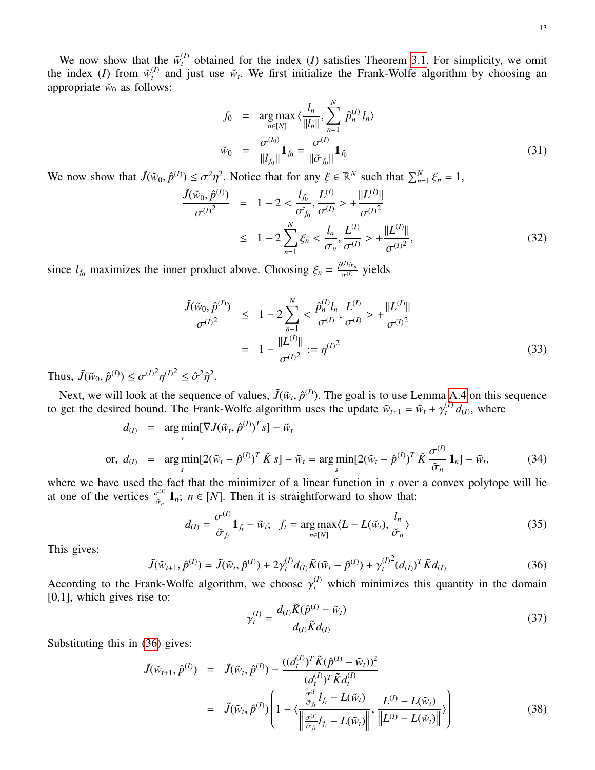We now show that the $\tilde{w}_t^{(I)}$ obtained for the index $(I)$ satisfies Theorem 3.1. For simplicity, we omit the index $(I)$ from $\tilde{w}_t^{(I)}$ and just use $\tilde{w}_t$. We first initialize the Frank-Wolfe algorithm by choosing an appropriate $\tilde{w}_0$ as follows:

$$
\begin{aligned}
f_0 &= \arg\max_{n\in[N]} \langle \frac{l_n}{\|l_n\|}, \sum_{n=1}^{N} \hat{p}_n^{(I)} l_n \rangle \\
\tilde{w}_0 &= \frac{\sigma^{(I_0)}}{\|l_{f_0}\|} \mathbf{1}_{f_0} = \frac{\sigma^{(I)}}{\|\tilde{\sigma}_{f_0}\|} \mathbf{1}_{f_0}
\end{aligned} \tag{31}
$$

We now show that $\tilde{J}(\tilde{w}_0, \hat{p}^{(I)}) \leq \sigma^2 \eta^2$. Notice that for any $\xi \in \mathbb{R}^N$ such that $\sum_{n=1}^N \xi_n = 1$,

$$
\begin{aligned}
\frac{\tilde{J}(\tilde{w}_0, \hat{p}^{(I)})}{\sigma^{(I)^2}} &= 1 - 2 < \frac{l_{f_0}}{\tilde{\sigma}_{f_0}}, \frac{L^{(I)}}{\sigma^{(I)}} > + \frac{\|L^{(I)}\|}{\sigma^{(I)^2}} \\
&\leq 1 - 2 \sum_{n=1}^{N} \xi_n < \frac{l_n}{\sigma_n}, \frac{L^{(I)}}{\sigma^{(I)}} > + \frac{\|L^{(I)}\|}{\sigma^{(I)^2}},
\end{aligned} \tag{32}
$$

since $l_{f_0}$ maximizes the inner product above. Choosing $\xi_n = \frac{\hat{p}^{(I)} \tilde{\sigma}_n}{\sigma^{(I)}}$ yields

$$
\begin{aligned}
\frac{\tilde{J}(\tilde{w}_0, \hat{p}^{(I)})}{\sigma^{(I)^2}} &\leq 1 - 2 \sum_{n=1}^{N} < \frac{\hat{p}_n^{(I)} l_n}{\sigma^{(I)}}, \frac{L^{(I)}}{\sigma^{(I)}} > + \frac{\|L^{(I)}\|}{\sigma^{(I)^2}} \\
&= 1 - \frac{\|L^{(I)}\|}{\sigma^{(I)^2}} := \eta^{(I)^2}
\end{aligned} \tag{33}
$$

Thus, $\tilde{J}(\tilde{w}_0, \hat{p}^{(I)}) \leq \sigma^{(I)^2} \eta^{(I)^2} \leq \hat{\sigma}^2 \hat{\eta}^2$.

Next, we will look at the sequence of values, $\tilde{J}(\tilde{w}_t, \hat{p}^{(I)})$. The goal is to use Lemma A.4 on this sequence to get the desired bound. The Frank-Wolfe algorithm uses the update $\tilde{w}_{t+1} = \tilde{w}_t + \gamma_t^{(I)} d_{(I)}$, where

$$
\begin{aligned}
d_{(I)} &= \arg\min_s [\nabla J(\tilde{w}_t, \hat{p}^{(I)})^T s] - \tilde{w}_t \\
\text{or, } d_{(I)} &= \arg\min_s [2(\tilde{w}_t - \hat{p}^{(I)})^T \tilde{K} s] - \tilde{w}_t = \arg\min_s [2(\tilde{w}_t - \hat{p}^{(I)})^T \tilde{K} \frac{\sigma^{(I)}}{\tilde{\sigma}_n} \mathbf{1}_n] - \tilde{w}_t,
\end{aligned} \tag{34}
$$

where we have used the fact that the minimizer of a linear function in $s$ over a convex polytope will lie at one of the vertices $\frac{\sigma^{(I)}}{\tilde{\sigma}_n} \mathbf{1}_n$; $n \in [N]$. Then it is straightforward to show that:

$$
d_{(I)} = \frac{\sigma^{(I)}}{\tilde{\sigma}_{f_t}} \mathbf{1}_{f_t} - \tilde{w}_t; \quad f_t = \arg\max_{n\in[N]} \langle L - L(\tilde{w}_t), \frac{l_n}{\tilde{\sigma}_n} \rangle \tag{35}
$$

This gives:

$$
\tilde{J}(\tilde{w}_{t+1}, \hat{p}^{(I)}) = \tilde{J}(\tilde{w}_t, \hat{p}^{(I)}) + 2\gamma_t^{(I)} d_{(I)} \tilde{K}(\tilde{w}_t - \hat{p}^{(I)}) + \gamma_t^{(I)^2} (d_{(I)})^T \tilde{K} d_{(I)} \tag{36}
$$

According to the Frank-Wolfe algorithm, we choose $\gamma_t^{(I)}$ which minimizes this quantity in the domain [0,1], which gives rise to:

$$
\gamma_t^{(I)} = \frac{d_{(I)} \tilde{K}(\hat{p}^{(I)} - \tilde{w}_t)}{d_{(I)} \tilde{K} d_{(I)}} \tag{37}
$$

Substituting this in (36) gives:

$$
\begin{aligned}
\tilde{J}(\tilde{w}_{t+1}, \hat{p}^{(I)}) &= \tilde{J}(\tilde{w}_t, \hat{p}^{(I)}) - \frac{((d_t^{(I)})^T \tilde{K}(\hat{p}^{(I)} - \tilde{w}_t))^2}{(d_t^{(I)})^T \tilde{K} d_t^{(I)}} \\
&= \tilde{J}(\tilde{w}_t, \hat{p}^{(I)}) \left( 1 - \langle \frac{\frac{\sigma^{(I)}}{\tilde{\sigma}_{f_t}} l_{f_t} - L(\tilde{w}_t)}{\left\| \frac{\sigma^{(I)}}{\tilde{\sigma}_{f_t}} l_{f_t} - L(\tilde{w}_t) \right\|}, \frac{L^{(I)} - L(\tilde{w}_t)}{\left\| L^{(I)} - L(\tilde{w}_t) \right\|} \rangle \right)
\end{aligned} \tag{38}
$$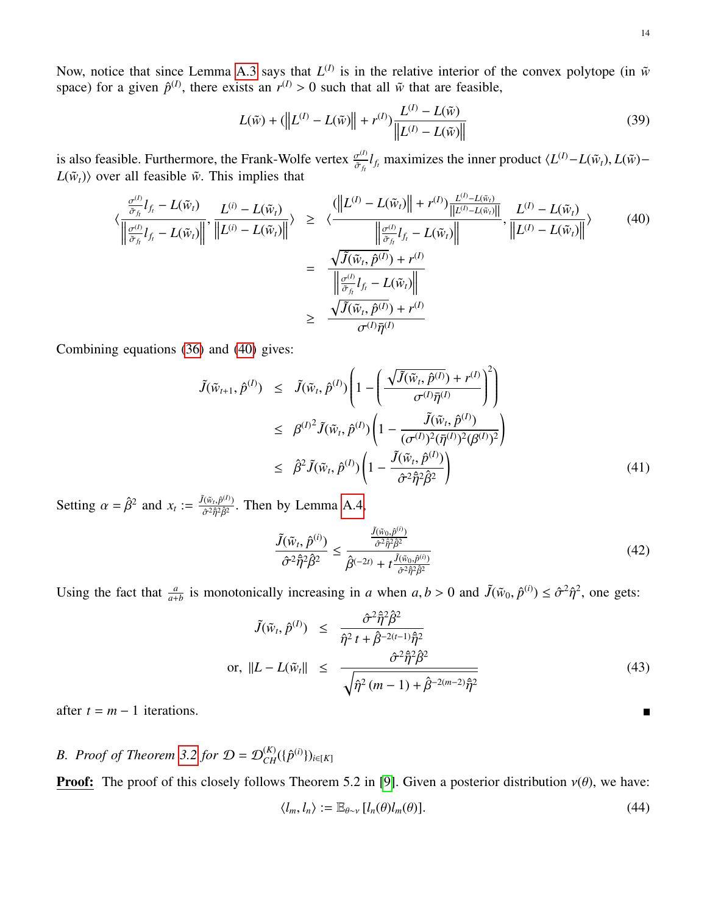Now, notice that since Lemma A.3 says that $L^{(I)}$ is in the relative interior of the convex polytope (in $\tilde{w}$ space) for a given $\hat{p}^{(I)}$, there exists an $r^{(I)} > 0$ such that all $\tilde{w}$ that are feasible,

$$L(\tilde{w}) + (\left\|L^{(I)} - L(\tilde{w})\right\| + r^{(I)})\frac{L^{(I)} - L(\tilde{w})}{\left\|L^{(I)} - L(\tilde{w})\right\|} \tag{39}$$

is also feasible. Furthermore, the Frank-Wolfe vertex $\frac{\sigma^{(I)}}{\tilde{\sigma}_{f_t}} l_{f_t}$ maximizes the inner product $\langle L^{(I)} - L(\tilde{w}_t), L(\tilde{w}) - L(\tilde{w}_t)\rangle$ over all feasible $\tilde{w}$. This implies that

$$\begin{aligned}
\langle \frac{\frac{\sigma^{(I)}}{\tilde{\sigma}_{f_t}} l_{f_t} - L(\tilde{w}_t)}{\left\|\frac{\sigma^{(I)}}{\tilde{\sigma}_{f_t}} l_{f_t} - L(\tilde{w}_t)\right\|}, \frac{L^{(i)} - L(\tilde{w}_t)}{\left\|L^{(i)} - L(\tilde{w}_t)\right\|}\rangle &\geq \langle \frac{(\left\|L^{(I)} - L(\tilde{w}_t)\right\| + r^{(I)})\frac{L^{(I)} - L(\tilde{w}_t)}{\left\|L^{(I)} - L(\tilde{w}_t)\right\|}}{\left\|\frac{\sigma^{(I)}}{\tilde{\sigma}_{f_t}} l_{f_t} - L(\tilde{w}_t)\right\|}, \frac{L^{(I)} - L(\tilde{w}_t)}{\left\|L^{(I)} - L(\tilde{w}_t)\right\|}\rangle \\
&= \frac{\sqrt{\tilde{J}(\tilde{w}_t, \hat{p}^{(I)})} + r^{(I)}}{\left\|\frac{\sigma^{(I)}}{\tilde{\sigma}_{f_t}} l_{f_t} - L(\tilde{w}_t)\right\|} \\
&\geq \frac{\sqrt{\tilde{J}(\tilde{w}_t, \hat{p}^{(I)})} + r^{(I)}}{\sigma^{(I)}\bar{\eta}^{(I)}}
\end{aligned} \tag{40}$$

Combining equations (36) and (40) gives:

$$\begin{aligned}
\tilde{J}(\tilde{w}_{t+1}, \hat{p}^{(I)}) &\leq \tilde{J}(\tilde{w}_t, \hat{p}^{(I)})\left(1 - \left(\frac{\sqrt{\tilde{J}(\tilde{w}_t, \hat{p}^{(I)})} + r^{(I)}}{\sigma^{(I)}\bar{\eta}^{(I)}}\right)^2\right) \\
&\leq \beta^{(I)2}\tilde{J}(\tilde{w}_t, \hat{p}^{(I)})\left(1 - \frac{\tilde{J}(\tilde{w}_t, \hat{p}^{(I)})}{(\sigma^{(I)})^2(\bar{\eta}^{(I)})^2(\beta^{(I)})^2}\right) \\
&\leq \hat{\beta}^2\tilde{J}(\tilde{w}_t, \hat{p}^{(I)})\left(1 - \frac{\tilde{J}(\tilde{w}_t, \hat{p}^{(I)})}{\hat{\sigma}^2\hat{\bar{\eta}}^2\hat{\beta}^2}\right)
\end{aligned} \tag{41}$$

Setting $\alpha = \hat{\beta}^2$ and $x_t := \frac{\tilde{J}(\tilde{w}_t, \hat{p}^{(I)})}{\hat{\sigma}^2\hat{\bar{\eta}}^2\hat{\beta}^2}$. Then by Lemma A.4,

$$\frac{\tilde{J}(\tilde{w}_t, \hat{p}^{(i)})}{\hat{\sigma}^2\hat{\bar{\eta}}^2\hat{\beta}^2} \leq \frac{\frac{\tilde{J}(\tilde{w}_0, \hat{p}^{(i)})}{\hat{\sigma}^2\hat{\bar{\eta}}^2\hat{\beta}^2}}{\hat{\beta}^{(-2t)} + t\frac{\tilde{J}(\tilde{w}_0, \hat{p}^{(i)})}{\hat{\sigma}^2\hat{\bar{\eta}}^2\hat{\beta}^2}} \tag{42}$$

Using the fact that $\frac{a}{a+b}$ is monotonically increasing in $a$ when $a, b > 0$ and $\tilde{J}(\tilde{w}_0, \hat{p}^{(i)}) \leq \hat{\sigma}^2\hat{\eta}^2$, one gets:

$$\begin{aligned}
\tilde{J}(\tilde{w}_t, \hat{p}^{(I)}) &\leq \frac{\hat{\sigma}^2\hat{\bar{\eta}}^2\hat{\beta}^2}{\hat{\eta}^2\, t + \hat{\beta}^{-2(t-1)}\hat{\bar{\eta}}^2} \\
\text{or, } \|L - L(\tilde{w}_t\| &\leq \frac{\hat{\sigma}^2\hat{\bar{\eta}}^2\hat{\beta}^2}{\sqrt{\hat{\eta}^2\,(m-1) + \hat{\beta}^{-2(m-2)}\hat{\bar{\eta}}^2}}
\end{aligned} \tag{43}$$

after $t = m - 1$ iterations. ■

### B. *Proof of Theorem 3.2 for $\mathcal{D} = \mathcal{D}_{CH}^{(K)}(\{\hat{p}^{(i)}\})_{i\in[K]}$*

**Proof:** The proof of this closely follows Theorem 5.2 in [9]. Given a posterior distribution $\nu(\theta)$, we have:

$$\langle l_m, l_n\rangle := \mathbb{E}_{\theta\sim\nu}\,[l_n(\theta)l_m(\theta)]. \tag{44}$$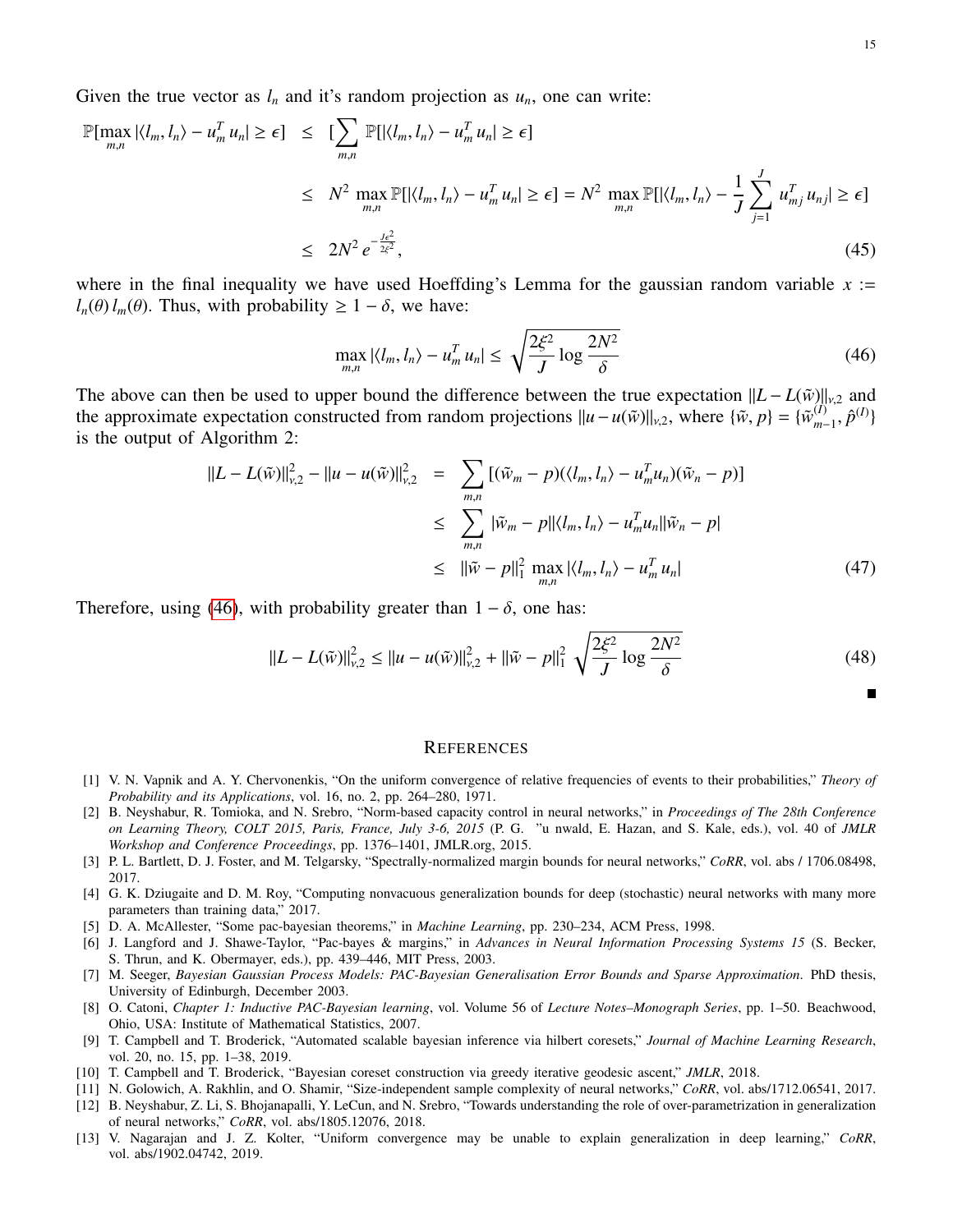Given the true vector as $l_n$ and it's random projection as $u_n$, one can write:

$$
\begin{aligned}
\mathbb{P}[\max_{m,n} |\langle l_m, l_n \rangle - u_m^T u_n| \geq \epsilon] &\leq [\sum_{m,n} \mathbb{P}[|\langle l_m, l_n \rangle - u_m^T u_n| \geq \epsilon] \\
&\leq N^2 \max_{m,n} \mathbb{P}[|\langle l_m, l_n \rangle - u_m^T u_n| \geq \epsilon] = N^2 \max_{m,n} \mathbb{P}[|\langle l_m, l_n \rangle - \frac{1}{J}\sum_{j=1}^{J} u_{mj}^T u_{nj}| \geq \epsilon] \\
&\leq 2N^2 e^{-\frac{J\epsilon^2}{2\xi^2}},
\end{aligned} \tag{45}
$$

where in the final inequality we have used Hoeffding's Lemma for the gaussian random variable $x := l_n(\theta)\, l_m(\theta)$. Thus, with probability $\geq 1 - \delta$, we have:

$$
\max_{m,n} |\langle l_m, l_n \rangle - u_m^T u_n| \leq \sqrt{\frac{2\xi^2}{J} \log \frac{2N^2}{\delta}} \tag{46}
$$

The above can then be used to upper bound the difference between the true expectation $\|L - L(\tilde{w})\|_{\nu,2}$ and the approximate expectation constructed from random projections $\|u - u(\tilde{w})\|_{\nu,2}$, where $\{\tilde{w}, p\} = \{\tilde{w}_{m-1}^{(I)}, \hat{p}^{(I)}\}$ is the output of Algorithm 2:

$$
\begin{aligned}
\|L - L(\tilde{w})\|_{\nu,2}^2 - \|u - u(\tilde{w})\|_{\nu,2}^2 &= \sum_{m,n} [(\tilde{w}_m - p)(\langle l_m, l_n \rangle - u_m^T u_n)(\tilde{w}_n - p)] \\
&\leq \sum_{m,n} |\tilde{w}_m - p||\langle l_m, l_n \rangle - u_m^T u_n||\tilde{w}_n - p| \\
&\leq \|\tilde{w} - p\|_1^2 \max_{m,n} |\langle l_m, l_n \rangle - u_m^T u_n|
\end{aligned} \tag{47}
$$

Therefore, using (46), with probability greater than $1 - \delta$, one has:

$$
\|L - L(\tilde{w})\|_{\nu,2}^2 \leq \|u - u(\tilde{w})\|_{\nu,2}^2 + \|\tilde{w} - p\|_1^2 \sqrt{\frac{2\xi^2}{J} \log \frac{2N^2}{\delta}} \tag{48}
$$

■

## References

[1] V. N. Vapnik and A. Y. Chervonenkis, "On the uniform convergence of relative frequencies of events to their probabilities," *Theory of Probability and its Applications*, vol. 16, no. 2, pp. 264–280, 1971.

[2] B. Neyshabur, R. Tomioka, and N. Srebro, "Norm-based capacity control in neural networks," in *Proceedings of The 28th Conference on Learning Theory, COLT 2015, Paris, France, July 3-6, 2015* (P. G. "u nwald, E. Hazan, and S. Kale, eds.), vol. 40 of *JMLR Workshop and Conference Proceedings*, pp. 1376–1401, JMLR.org, 2015.

[3] P. L. Bartlett, D. J. Foster, and M. Telgarsky, "Spectrally-normalized margin bounds for neural networks," *CoRR*, vol. abs / 1706.08498, 2017.

[4] G. K. Dziugaite and D. M. Roy, "Computing nonvacuous generalization bounds for deep (stochastic) neural networks with many more parameters than training data," 2017.

[5] D. A. McAllester, "Some pac-bayesian theorems," in *Machine Learning*, pp. 230–234, ACM Press, 1998.

[6] J. Langford and J. Shawe-Taylor, "Pac-bayes & margins," in *Advances in Neural Information Processing Systems 15* (S. Becker, S. Thrun, and K. Obermayer, eds.), pp. 439–446, MIT Press, 2003.

[7] M. Seeger, *Bayesian Gaussian Process Models: PAC-Bayesian Generalisation Error Bounds and Sparse Approximation*. PhD thesis, University of Edinburgh, December 2003.

[8] O. Catoni, *Chapter 1: Inductive PAC-Bayesian learning*, vol. Volume 56 of *Lecture Notes–Monograph Series*, pp. 1–50. Beachwood, Ohio, USA: Institute of Mathematical Statistics, 2007.

[9] T. Campbell and T. Broderick, "Automated scalable bayesian inference via hilbert coresets," *Journal of Machine Learning Research*, vol. 20, no. 15, pp. 1–38, 2019.

[10] T. Campbell and T. Broderick, "Bayesian coreset construction via greedy iterative geodesic ascent," *JMLR*, 2018.

[11] N. Golowich, A. Rakhlin, and O. Shamir, "Size-independent sample complexity of neural networks," *CoRR*, vol. abs/1712.06541, 2017.

[12] B. Neyshabur, Z. Li, S. Bhojanapalli, Y. LeCun, and N. Srebro, "Towards understanding the role of over-parametrization in generalization of neural networks," *CoRR*, vol. abs/1805.12076, 2018.

[13] V. Nagarajan and J. Z. Kolter, "Uniform convergence may be unable to explain generalization in deep learning," *CoRR*, vol. abs/1902.04742, 2019.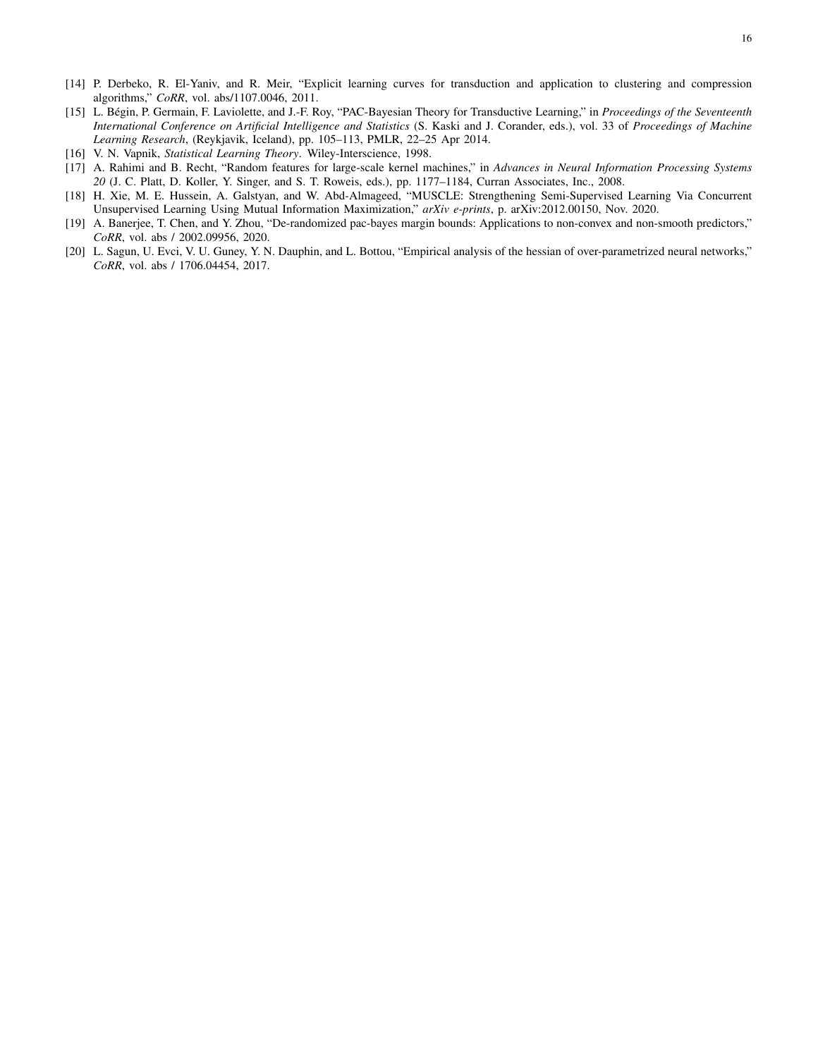[14] P. Derbeko, R. El-Yaniv, and R. Meir, "Explicit learning curves for transduction and application to clustering and compression algorithms," *CoRR*, vol. abs/1107.0046, 2011.

[15] L. Bégin, P. Germain, F. Laviolette, and J.-F. Roy, "PAC-Bayesian Theory for Transductive Learning," in *Proceedings of the Seventeenth International Conference on Artificial Intelligence and Statistics* (S. Kaski and J. Corander, eds.), vol. 33 of *Proceedings of Machine Learning Research*, (Reykjavik, Iceland), pp. 105–113, PMLR, 22–25 Apr 2014.

[16] V. N. Vapnik, *Statistical Learning Theory*. Wiley-Interscience, 1998.

[17] A. Rahimi and B. Recht, "Random features for large-scale kernel machines," in *Advances in Neural Information Processing Systems 20* (J. C. Platt, D. Koller, Y. Singer, and S. T. Roweis, eds.), pp. 1177–1184, Curran Associates, Inc., 2008.

[18] H. Xie, M. E. Hussein, A. Galstyan, and W. Abd-Almageed, "MUSCLE: Strengthening Semi-Supervised Learning Via Concurrent Unsupervised Learning Using Mutual Information Maximization," *arXiv e-prints*, p. arXiv:2012.00150, Nov. 2020.

[19] A. Banerjee, T. Chen, and Y. Zhou, "De-randomized pac-bayes margin bounds: Applications to non-convex and non-smooth predictors," *CoRR*, vol. abs / 2002.09956, 2020.

[20] L. Sagun, U. Evci, V. U. Guney, Y. N. Dauphin, and L. Bottou, "Empirical analysis of the hessian of over-parametrized neural networks," *CoRR*, vol. abs / 1706.04454, 2017.